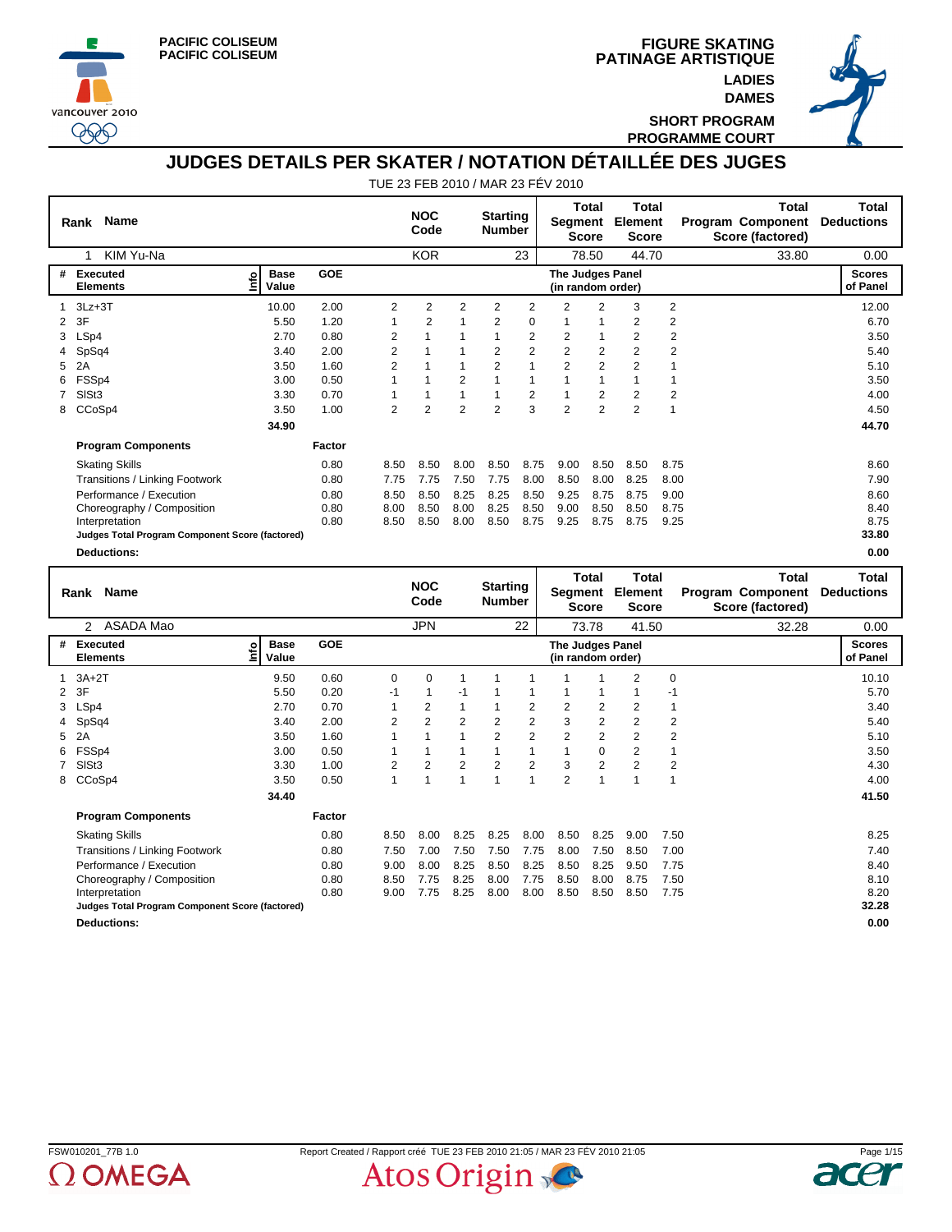PACIFIC COLISEUM
PACIFIC COLISEUM

FIGURE SKATING
PATINAGE ARTISTIQUE
LADIES
DAMES
SHORT PROGRAM
PROGRAMME COURT

# JUDGES DETAILS PER SKATER / NOTATION DÉTAILLÉE DES JUGES

TUE 23 FEB 2010 / MAR 23 FÉV 2010

| Rank | Name | NOC Code | Starting Number | Total Segment Score | Total Element Score | Total Program Component Score (factored) | Total Deductions |
|---|---|---|---|---|---|---|---|
| 1 | KIM Yu-Na | KOR | 23 | 78.50 | 44.70 | 33.80 | 0.00 |

| # | Executed Elements | Info | Base Value | GOE | J1 | J2 | J3 | J4 | J5 | J6 | J7 | J8 | J9 | Scores of Panel |
|---|---|---|---|---|---|---|---|---|---|---|---|---|---|---|
| 1 | 3Lz+3T | | 10.00 | 2.00 | 2 | 2 | 2 | 2 | 2 | 2 | 2 | 3 | 2 | 12.00 |
| 2 | 3F | | 5.50 | 1.20 | 1 | 2 | 1 | 2 | 0 | 1 | 1 | 2 | 2 | 6.70 |
| 3 | LSp4 | | 2.70 | 0.80 | 2 | 1 | 1 | 1 | 2 | 2 | 1 | 2 | 2 | 3.50 |
| 4 | SpSq4 | | 3.40 | 2.00 | 2 | 1 | 1 | 2 | 2 | 2 | 2 | 2 | 2 | 5.40 |
| 5 | 2A | | 3.50 | 1.60 | 2 | 1 | 1 | 2 | 1 | 2 | 2 | 2 | 1 | 5.10 |
| 6 | FSSp4 | | 3.00 | 0.50 | 1 | 1 | 2 | 1 | 1 | 1 | 1 | 1 | 1 | 3.50 |
| 7 | SlSt3 | | 3.30 | 0.70 | 1 | 1 | 1 | 1 | 2 | 1 | 2 | 2 | 2 | 4.00 |
| 8 | CCoSp4 | | 3.50 | 1.00 | 2 | 2 | 2 | 2 | 3 | 2 | 2 | 2 | 1 | 4.50 |
| | | | 34.90 | | | | | | | | | | | 44.70 |

| Program Components | Factor | J1 | J2 | J3 | J4 | J5 | J6 | J7 | J8 | J9 | Scores of Panel |
|---|---|---|---|---|---|---|---|---|---|---|---|
| Skating Skills | 0.80 | 8.50 | 8.50 | 8.00 | 8.50 | 8.75 | 9.00 | 8.50 | 8.50 | 8.75 | 8.60 |
| Transitions / Linking Footwork | 0.80 | 7.75 | 7.75 | 7.50 | 7.75 | 8.00 | 8.50 | 8.00 | 8.25 | 8.00 | 7.90 |
| Performance / Execution | 0.80 | 8.50 | 8.50 | 8.25 | 8.25 | 8.50 | 9.25 | 8.75 | 8.75 | 9.00 | 8.60 |
| Choreography / Composition | 0.80 | 8.00 | 8.50 | 8.00 | 8.25 | 8.50 | 9.00 | 8.50 | 8.50 | 8.75 | 8.40 |
| Interpretation | 0.80 | 8.50 | 8.50 | 8.00 | 8.50 | 8.75 | 9.25 | 8.75 | 8.75 | 9.25 | 8.75 |
| **Judges Total Program Component Score (factored)** | | | | | | | | | | | 33.80 |
| **Deductions:** | | | | | | | | | | | 0.00 |

| Rank | Name | NOC Code | Starting Number | Total Segment Score | Total Element Score | Total Program Component Score (factored) | Total Deductions |
|---|---|---|---|---|---|---|---|
| 2 | ASADA Mao | JPN | 22 | 73.78 | 41.50 | 32.28 | 0.00 |

| # | Executed Elements | Info | Base Value | GOE | J1 | J2 | J3 | J4 | J5 | J6 | J7 | J8 | J9 | Scores of Panel |
|---|---|---|---|---|---|---|---|---|---|---|---|---|---|---|
| 1 | 3A+2T | | 9.50 | 0.60 | 0 | 0 | 1 | 1 | 1 | 1 | 1 | 2 | 0 | 10.10 |
| 2 | 3F | | 5.50 | 0.20 | -1 | 1 | -1 | 1 | 1 | 1 | 1 | 1 | -1 | 5.70 |
| 3 | LSp4 | | 2.70 | 0.70 | 1 | 2 | 1 | 1 | 2 | 2 | 2 | 2 | 1 | 3.40 |
| 4 | SpSq4 | | 3.40 | 2.00 | 2 | 2 | 2 | 2 | 2 | 3 | 2 | 2 | 2 | 5.40 |
| 5 | 2A | | 3.50 | 1.60 | 1 | 1 | 1 | 2 | 2 | 2 | 2 | 2 | 2 | 5.10 |
| 6 | FSSp4 | | 3.00 | 0.50 | 1 | 1 | 1 | 1 | 1 | 1 | 0 | 2 | 1 | 3.50 |
| 7 | SlSt3 | | 3.30 | 1.00 | 2 | 2 | 2 | 2 | 2 | 3 | 2 | 2 | 2 | 4.30 |
| 8 | CCoSp4 | | 3.50 | 0.50 | 1 | 1 | 1 | 1 | 1 | 2 | 1 | 1 | 1 | 4.00 |
| | | | 34.40 | | | | | | | | | | | 41.50 |

| Program Components | Factor | J1 | J2 | J3 | J4 | J5 | J6 | J7 | J8 | J9 | Scores of Panel |
|---|---|---|---|---|---|---|---|---|---|---|---|
| Skating Skills | 0.80 | 8.50 | 8.00 | 8.25 | 8.25 | 8.00 | 8.50 | 8.25 | 9.00 | 7.50 | 8.25 |
| Transitions / Linking Footwork | 0.80 | 7.50 | 7.00 | 7.50 | 7.50 | 7.75 | 8.00 | 7.50 | 8.50 | 7.00 | 7.40 |
| Performance / Execution | 0.80 | 9.00 | 8.00 | 8.25 | 8.50 | 8.25 | 8.50 | 8.25 | 9.50 | 7.75 | 8.40 |
| Choreography / Composition | 0.80 | 8.50 | 7.75 | 8.25 | 8.00 | 7.75 | 8.50 | 8.00 | 8.75 | 7.50 | 8.10 |
| Interpretation | 0.80 | 9.00 | 7.75 | 8.25 | 8.00 | 8.00 | 8.50 | 8.50 | 8.50 | 7.75 | 8.20 |
| **Judges Total Program Component Score (factored)** | | | | | | | | | | | 32.28 |
| **Deductions:** | | | | | | | | | | | 0.00 |

FSW010201_77B 1.0 Report Created / Rapport créé TUE 23 FEB 2010 21:05 / MAR 23 FÉV 2010 21:05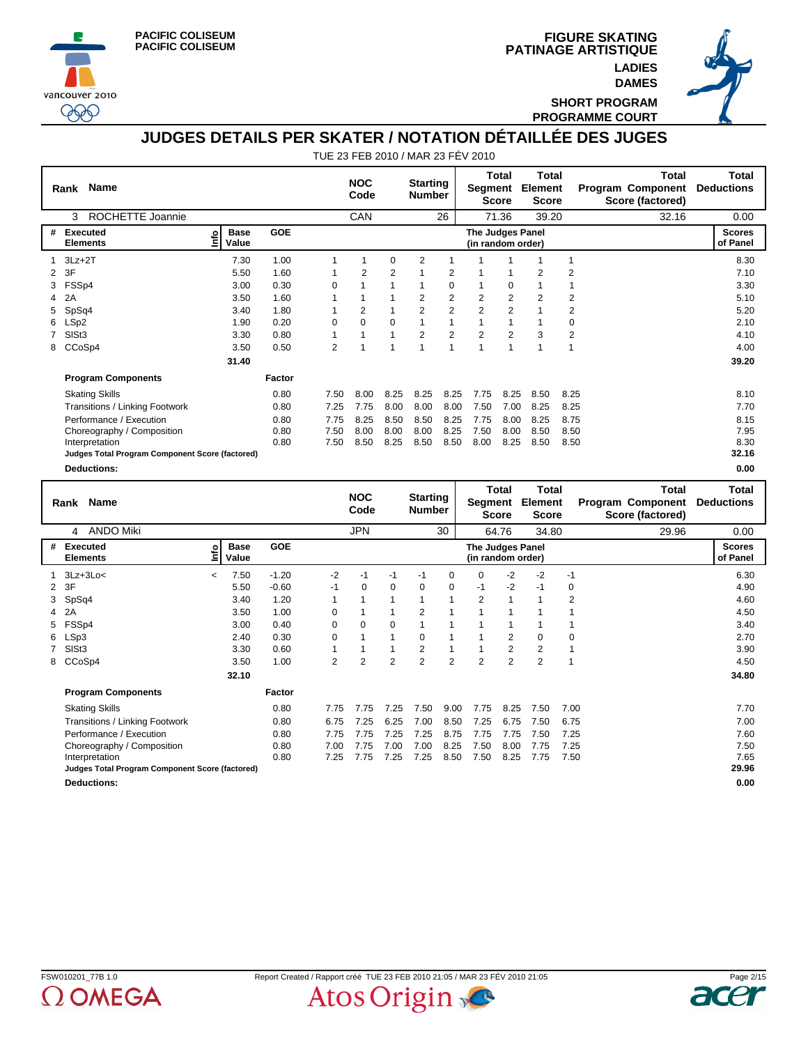# FIGURE SKATING / PATINAGE ARTISTIQUE

PACIFIC COLISEUM / PACIFIC COLISEUM

LADIES / DAMES

SHORT PROGRAM / PROGRAMME COURT

## JUDGES DETAILS PER SKATER / NOTATION DÉTAILLÉE DES JUGES

TUE 23 FEB 2010 / MAR 23 FÉV 2010

| Rank | Name | NOC Code | Starting Number | Total Segment Score | Total Element Score | Total Program Component Score (factored) | Total Deductions |
|---|---|---|---|---|---|---|---|
| 3 | ROCHETTE Joannie | CAN | 26 | 71.36 | 39.20 | 32.16 | 0.00 |

| # | Executed Elements | Info | Base Value | GOE | J1 | J2 | J3 | J4 | J5 | J6 | J7 | J8 | J9 | Scores of Panel |
|---|---|---|---|---|---|---|---|---|---|---|---|---|---|---|
| 1 | 3Lz+2T | | 7.30 | 1.00 | 1 | 1 | 0 | 2 | 1 | 1 | 1 | 1 | 1 | 8.30 |
| 2 | 3F | | 5.50 | 1.60 | 1 | 2 | 2 | 1 | 2 | 1 | 1 | 2 | 2 | 7.10 |
| 3 | FSSp4 | | 3.00 | 0.30 | 0 | 1 | 1 | 1 | 0 | 1 | 0 | 1 | 1 | 3.30 |
| 4 | 2A | | 3.50 | 1.60 | 1 | 1 | 1 | 2 | 2 | 2 | 2 | 2 | 2 | 5.10 |
| 5 | SpSq4 | | 3.40 | 1.80 | 1 | 2 | 1 | 2 | 2 | 2 | 2 | 1 | 2 | 5.20 |
| 6 | LSp2 | | 1.90 | 0.20 | 0 | 0 | 0 | 1 | 1 | 1 | 1 | 1 | 0 | 2.10 |
| 7 | SlSt3 | | 3.30 | 0.80 | 1 | 1 | 1 | 2 | 2 | 2 | 2 | 3 | 2 | 4.10 |
| 8 | CCoSp4 | | 3.50 | 0.50 | 2 | 1 | 1 | 1 | 1 | 1 | 1 | 1 | 1 | 4.00 |
| | | | 31.40 | | | | | | | | | | | 39.20 |

| Program Components | Factor | J1 | J2 | J3 | J4 | J5 | J6 | J7 | J8 | J9 | Scores of Panel |
|---|---|---|---|---|---|---|---|---|---|---|---|
| Skating Skills | 0.80 | 7.50 | 8.00 | 8.25 | 8.25 | 8.25 | 7.75 | 8.25 | 8.50 | 8.25 | 8.10 |
| Transitions / Linking Footwork | 0.80 | 7.25 | 7.75 | 8.00 | 8.00 | 8.00 | 7.50 | 7.00 | 8.25 | 8.25 | 7.70 |
| Performance / Execution | 0.80 | 7.75 | 8.25 | 8.50 | 8.50 | 8.25 | 7.75 | 8.00 | 8.25 | 8.75 | 8.15 |
| Choreography / Composition | 0.80 | 7.50 | 8.00 | 8.00 | 8.00 | 8.25 | 7.50 | 8.00 | 8.50 | 8.50 | 7.95 |
| Interpretation | 0.80 | 7.50 | 8.50 | 8.25 | 8.50 | 8.50 | 8.00 | 8.25 | 8.50 | 8.50 | 8.30 |
| **Judges Total Program Component Score (factored)** | | | | | | | | | | | **32.16** |
| **Deductions:** | | | | | | | | | | | **0.00** |

| Rank | Name | NOC Code | Starting Number | Total Segment Score | Total Element Score | Total Program Component Score (factored) | Total Deductions |
|---|---|---|---|---|---|---|---|
| 4 | ANDO Miki | JPN | 30 | 64.76 | 34.80 | 29.96 | 0.00 |

| # | Executed Elements | Info | Base Value | GOE | J1 | J2 | J3 | J4 | J5 | J6 | J7 | J8 | J9 | Scores of Panel |
|---|---|---|---|---|---|---|---|---|---|---|---|---|---|---|
| 1 | 3Lz+3Lo< | < | 7.50 | -1.20 | -2 | -1 | -1 | -1 | 0 | 0 | -2 | -2 | -1 | 6.30 |
| 2 | 3F | | 5.50 | -0.60 | -1 | 0 | 0 | 0 | 0 | -1 | -2 | -1 | 0 | 4.90 |
| 3 | SpSq4 | | 3.40 | 1.20 | 1 | 1 | 1 | 1 | 1 | 2 | 1 | 1 | 2 | 4.60 |
| 4 | 2A | | 3.50 | 1.00 | 0 | 1 | 1 | 2 | 1 | 1 | 1 | 1 | 1 | 4.50 |
| 5 | FSSp4 | | 3.00 | 0.40 | 0 | 0 | 0 | 1 | 1 | 1 | 1 | 1 | 1 | 3.40 |
| 6 | LSp3 | | 2.40 | 0.30 | 0 | 1 | 1 | 0 | 1 | 1 | 2 | 0 | 0 | 2.70 |
| 7 | SlSt3 | | 3.30 | 0.60 | 1 | 1 | 1 | 2 | 1 | 1 | 2 | 2 | 1 | 3.90 |
| 8 | CCoSp4 | | 3.50 | 1.00 | 2 | 2 | 2 | 2 | 2 | 2 | 2 | 2 | 1 | 4.50 |
| | | | 32.10 | | | | | | | | | | | 34.80 |

| Program Components | Factor | J1 | J2 | J3 | J4 | J5 | J6 | J7 | J8 | J9 | Scores of Panel |
|---|---|---|---|---|---|---|---|---|---|---|---|
| Skating Skills | 0.80 | 7.75 | 7.75 | 7.25 | 7.50 | 9.00 | 7.75 | 8.25 | 7.50 | 7.00 | 7.70 |
| Transitions / Linking Footwork | 0.80 | 6.75 | 7.25 | 6.25 | 7.00 | 8.50 | 7.25 | 6.75 | 7.50 | 6.75 | 7.00 |
| Performance / Execution | 0.80 | 7.75 | 7.75 | 7.25 | 7.25 | 8.75 | 7.75 | 7.75 | 7.50 | 7.25 | 7.60 |
| Choreography / Composition | 0.80 | 7.00 | 7.75 | 7.00 | 7.00 | 8.25 | 7.50 | 8.00 | 7.75 | 7.25 | 7.50 |
| Interpretation | 0.80 | 7.25 | 7.75 | 7.25 | 7.25 | 8.50 | 7.50 | 8.25 | 7.75 | 7.50 | 7.65 |
| **Judges Total Program Component Score (factored)** | | | | | | | | | | | **29.96** |
| **Deductions:** | | | | | | | | | | | **0.00** |

FSW010201_77B 1.0 — Report Created / Rapport créé TUE 23 FEB 2010 21:05 / MAR 23 FÉV 2010 21:05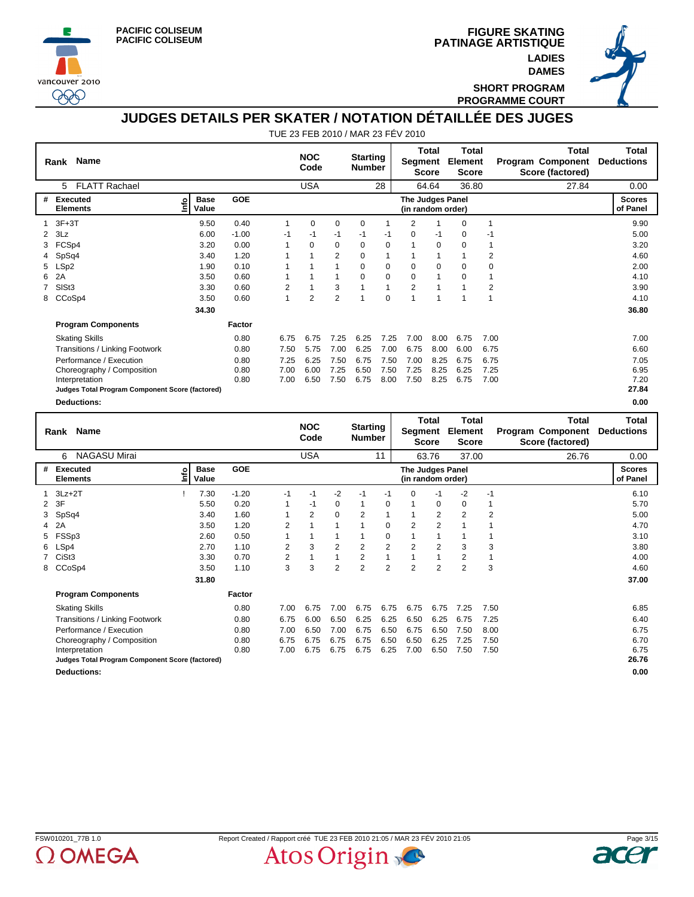PACIFIC COLISEUM
PACIFIC COLISEUM

FIGURE SKATING
PATINAGE ARTISTIQUE
LADIES
DAMES
SHORT PROGRAM
PROGRAMME COURT

# JUDGES DETAILS PER SKATER / NOTATION DÉTAILLÉE DES JUGES

TUE 23 FEB 2010 / MAR 23 FÉV 2010

| Rank | Name | NOC Code | Starting Number | Total Segment Score | Total Element Score | Total Program Component Score (factored) | Total Deductions |
|---|---|---|---|---|---|---|---|
| 5 | FLATT Rachael | USA | 28 | 64.64 | 36.80 | 27.84 | 0.00 |

| # | Executed Elements | Info | Base Value | GOE | The Judges Panel (in random order) | | | | | | | | | Scores of Panel |
|---|---|---|---|---|---|---|---|---|---|---|---|---|---|---|
| 1 | 3F+3T | | 9.50 | 0.40 | 1 | 0 | 0 | 0 | 1 | 2 | 1 | 0 | 1 | 9.90 |
| 2 | 3Lz | | 6.00 | -1.00 | -1 | -1 | -1 | -1 | -1 | 0 | -1 | 0 | -1 | 5.00 |
| 3 | FCSp4 | | 3.20 | 0.00 | 1 | 0 | 0 | 0 | 0 | 1 | 0 | 0 | 1 | 3.20 |
| 4 | SpSq4 | | 3.40 | 1.20 | 1 | 1 | 2 | 0 | 1 | 1 | 1 | 1 | 2 | 4.60 |
| 5 | LSp2 | | 1.90 | 0.10 | 1 | 1 | 1 | 0 | 0 | 0 | 0 | 0 | 0 | 2.00 |
| 6 | 2A | | 3.50 | 0.60 | 1 | 1 | 1 | 0 | 0 | 0 | 1 | 0 | 1 | 4.10 |
| 7 | SlSt3 | | 3.30 | 0.60 | 2 | 1 | 3 | 1 | 1 | 2 | 1 | 1 | 2 | 3.90 |
| 8 | CCoSp4 | | 3.50 | 0.60 | 1 | 2 | 2 | 1 | 0 | 1 | 1 | 1 | 1 | 4.10 |
| | | | 34.30 | | | | | | | | | | | 36.80 |

| Program Components | Factor | | | | | | | | | | |
|---|---|---|---|---|---|---|---|---|---|---|---|
| Skating Skills | 0.80 | 6.75 | 6.75 | 7.25 | 6.25 | 7.25 | 7.00 | 8.00 | 6.75 | 7.00 | 7.00 |
| Transitions / Linking Footwork | 0.80 | 7.50 | 5.75 | 7.00 | 6.25 | 7.00 | 6.75 | 8.00 | 6.00 | 6.75 | 6.60 |
| Performance / Execution | 0.80 | 7.25 | 6.25 | 7.50 | 6.75 | 7.50 | 7.00 | 8.25 | 6.75 | 6.75 | 7.05 |
| Choreography / Composition | 0.80 | 7.00 | 6.00 | 7.25 | 6.50 | 7.50 | 7.25 | 8.25 | 6.25 | 7.25 | 6.95 |
| Interpretation | 0.80 | 7.00 | 6.50 | 7.50 | 6.75 | 8.00 | 7.50 | 8.25 | 6.75 | 7.00 | 7.20 |
| **Judges Total Program Component Score (factored)** | | | | | | | | | | | 27.84 |
| **Deductions:** | | | | | | | | | | | 0.00 |

| Rank | Name | NOC Code | Starting Number | Total Segment Score | Total Element Score | Total Program Component Score (factored) | Total Deductions |
|---|---|---|---|---|---|---|---|
| 6 | NAGASU Mirai | USA | 11 | 63.76 | 37.00 | 26.76 | 0.00 |

| # | Executed Elements | Info | Base Value | GOE | The Judges Panel (in random order) | | | | | | | | | Scores of Panel |
|---|---|---|---|---|---|---|---|---|---|---|---|---|---|---|
| 1 | 3Lz+2T | ! | 7.30 | -1.20 | -1 | -1 | -2 | -1 | -1 | 0 | -1 | -2 | -1 | 6.10 |
| 2 | 3F | | 5.50 | 0.20 | 1 | -1 | 0 | 1 | 0 | 1 | 0 | 0 | 1 | 5.70 |
| 3 | SpSq4 | | 3.40 | 1.60 | 1 | 2 | 0 | 2 | 1 | 1 | 2 | 2 | 2 | 5.00 |
| 4 | 2A | | 3.50 | 1.20 | 2 | 1 | 1 | 1 | 0 | 2 | 2 | 1 | 1 | 4.70 |
| 5 | FSSp3 | | 2.60 | 0.50 | 1 | 1 | 1 | 1 | 0 | 1 | 1 | 1 | 1 | 3.10 |
| 6 | LSp4 | | 2.70 | 1.10 | 2 | 3 | 2 | 2 | 2 | 2 | 2 | 3 | 3 | 3.80 |
| 7 | CiSt3 | | 3.30 | 0.70 | 2 | 1 | 1 | 2 | 1 | 1 | 1 | 2 | 1 | 4.00 |
| 8 | CCoSp4 | | 3.50 | 1.10 | 3 | 3 | 2 | 2 | 2 | 2 | 2 | 2 | 3 | 4.60 |
| | | | 31.80 | | | | | | | | | | | 37.00 |

| Program Components | Factor | | | | | | | | | | |
|---|---|---|---|---|---|---|---|---|---|---|---|
| Skating Skills | 0.80 | 7.00 | 6.75 | 7.00 | 6.75 | 6.75 | 6.75 | 6.75 | 7.25 | 7.50 | 6.85 |
| Transitions / Linking Footwork | 0.80 | 6.75 | 6.00 | 6.50 | 6.25 | 6.25 | 6.50 | 6.25 | 6.75 | 7.25 | 6.40 |
| Performance / Execution | 0.80 | 7.00 | 6.50 | 7.00 | 6.75 | 6.50 | 6.75 | 6.50 | 7.50 | 8.00 | 6.75 |
| Choreography / Composition | 0.80 | 6.75 | 6.75 | 6.75 | 6.75 | 6.50 | 6.50 | 6.25 | 7.25 | 7.50 | 6.70 |
| Interpretation | 0.80 | 7.00 | 6.75 | 6.75 | 6.75 | 6.25 | 7.00 | 6.50 | 7.50 | 7.50 | 6.75 |
| **Judges Total Program Component Score (factored)** | | | | | | | | | | | 26.76 |
| **Deductions:** | | | | | | | | | | | 0.00 |

FSW010201_77B 1.0 Report Created / Rapport créé TUE 23 FEB 2010 21:05 / MAR 23 FÉV 2010 21:05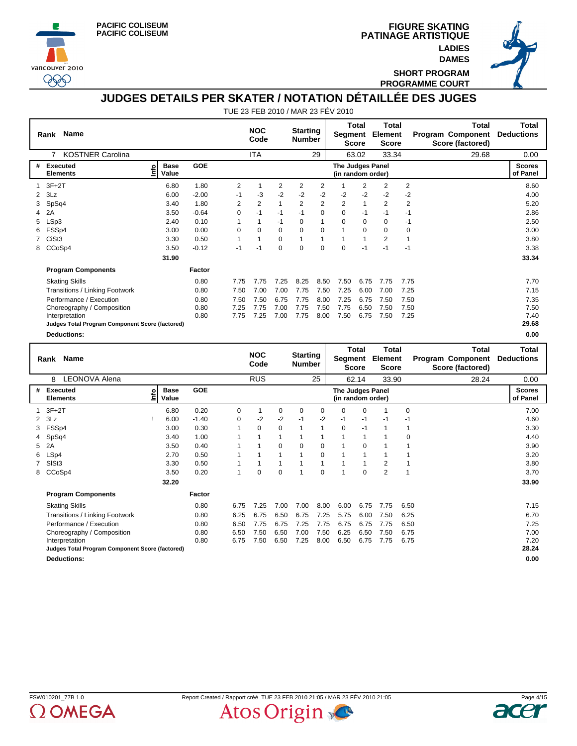PACIFIC COLISEUM
PACIFIC COLISEUM

FIGURE SKATING
PATINAGE ARTISTIQUE
LADIES
DAMES
SHORT PROGRAM
PROGRAMME COURT

# JUDGES DETAILS PER SKATER / NOTATION DÉTAILLÉE DES JUGES

TUE 23 FEB 2010 / MAR 23 FÉV 2010

| Rank | Name | NOC Code | Starting Number | Total Segment Score | Total Element Score | Total Program Component Score (factored) | Total Deductions |
|---|---|---|---|---|---|---|---|
| 7 | KOSTNER Carolina | ITA | 29 | 63.02 | 33.34 | 29.68 | 0.00 |

| # | Executed Elements | Info | Base Value | GOE | J1 | J2 | J3 | J4 | J5 | J6 | J7 | J8 | J9 | Scores of Panel |
|---|---|---|---|---|---|---|---|---|---|---|---|---|---|---|
| 1 | 3F+2T | | 6.80 | 1.80 | 2 | 1 | 2 | 2 | 2 | 1 | 2 | 2 | 2 | 8.60 |
| 2 | 3Lz | | 6.00 | -2.00 | -1 | -3 | -2 | -2 | -2 | -2 | -2 | -2 | -2 | 4.00 |
| 3 | SpSq4 | | 3.40 | 1.80 | 2 | 2 | 1 | 2 | 2 | 2 | 1 | 2 | 2 | 5.20 |
| 4 | 2A | | 3.50 | -0.64 | 0 | -1 | -1 | -1 | 0 | 0 | -1 | -1 | -1 | 2.86 |
| 5 | LSp3 | | 2.40 | 0.10 | 1 | 1 | -1 | 0 | 1 | 0 | 0 | 0 | -1 | 2.50 |
| 6 | FSSp4 | | 3.00 | 0.00 | 0 | 0 | 0 | 0 | 0 | 1 | 0 | 0 | 0 | 3.00 |
| 7 | CiSt3 | | 3.30 | 0.50 | 1 | 1 | 0 | 1 | 1 | 1 | 1 | 2 | 1 | 3.80 |
| 8 | CCoSp4 | | 3.50 | -0.12 | -1 | -1 | 0 | 0 | 0 | 0 | -1 | -1 | -1 | 3.38 |
| | | | 31.90 | | | | | | | | | | | 33.34 |

| Program Components | Factor | J1 | J2 | J3 | J4 | J5 | J6 | J7 | J8 | J9 | |
|---|---|---|---|---|---|---|---|---|---|---|---|
| Skating Skills | 0.80 | 7.75 | 7.75 | 7.25 | 8.25 | 8.50 | 7.50 | 6.75 | 7.75 | 7.75 | 7.70 |
| Transitions / Linking Footwork | 0.80 | 7.50 | 7.00 | 7.00 | 7.75 | 7.50 | 7.25 | 6.00 | 7.00 | 7.25 | 7.15 |
| Performance / Execution | 0.80 | 7.50 | 7.50 | 6.75 | 7.75 | 8.00 | 7.25 | 6.75 | 7.50 | 7.50 | 7.35 |
| Choreography / Composition | 0.80 | 7.25 | 7.75 | 7.00 | 7.75 | 7.50 | 7.75 | 6.50 | 7.50 | 7.50 | 7.50 |
| Interpretation | 0.80 | 7.75 | 7.25 | 7.00 | 7.75 | 8.00 | 7.50 | 6.75 | 7.50 | 7.25 | 7.40 |
| Judges Total Program Component Score (factored) | | | | | | | | | | | 29.68 |
| Deductions: | | | | | | | | | | | 0.00 |

| Rank | Name | NOC Code | Starting Number | Total Segment Score | Total Element Score | Total Program Component Score (factored) | Total Deductions |
|---|---|---|---|---|---|---|---|
| 8 | LEONOVA Alena | RUS | 25 | 62.14 | 33.90 | 28.24 | 0.00 |

| # | Executed Elements | Info | Base Value | GOE | J1 | J2 | J3 | J4 | J5 | J6 | J7 | J8 | J9 | Scores of Panel |
|---|---|---|---|---|---|---|---|---|---|---|---|---|---|---|
| 1 | 3F+2T | | 6.80 | 0.20 | 0 | 1 | 0 | 0 | 0 | 0 | 0 | 1 | 0 | 7.00 |
| 2 | 3Lz | ! | 6.00 | -1.40 | 0 | -2 | -2 | -1 | -2 | -1 | -1 | -1 | -1 | 4.60 |
| 3 | FSSp4 | | 3.00 | 0.30 | 1 | 0 | 0 | 1 | 1 | 0 | -1 | 1 | 1 | 3.30 |
| 4 | SpSq4 | | 3.40 | 1.00 | 1 | 1 | 1 | 1 | 1 | 1 | 1 | 1 | 0 | 4.40 |
| 5 | 2A | | 3.50 | 0.40 | 1 | 1 | 0 | 0 | 0 | 1 | 0 | 1 | 1 | 3.90 |
| 6 | LSp4 | | 2.70 | 0.50 | 1 | 1 | 1 | 1 | 0 | 1 | 1 | 1 | 1 | 3.20 |
| 7 | SlSt3 | | 3.30 | 0.50 | 1 | 1 | 1 | 1 | 1 | 1 | 1 | 2 | 1 | 3.80 |
| 8 | CCoSp4 | | 3.50 | 0.20 | 1 | 0 | 0 | 1 | 0 | 1 | 0 | 2 | 1 | 3.70 |
| | | | 32.20 | | | | | | | | | | | 33.90 |

| Program Components | Factor | J1 | J2 | J3 | J4 | J5 | J6 | J7 | J8 | J9 | |
|---|---|---|---|---|---|---|---|---|---|---|---|
| Skating Skills | 0.80 | 6.75 | 7.25 | 7.00 | 7.00 | 8.00 | 6.00 | 6.75 | 7.75 | 6.50 | 7.15 |
| Transitions / Linking Footwork | 0.80 | 6.25 | 6.75 | 6.50 | 6.75 | 7.25 | 5.75 | 6.00 | 7.50 | 6.25 | 6.70 |
| Performance / Execution | 0.80 | 6.50 | 7.75 | 6.75 | 7.25 | 7.75 | 6.75 | 6.75 | 7.75 | 6.50 | 7.25 |
| Choreography / Composition | 0.80 | 6.50 | 7.50 | 6.50 | 7.00 | 7.50 | 6.25 | 6.50 | 7.50 | 6.75 | 7.00 |
| Interpretation | 0.80 | 6.75 | 7.50 | 6.50 | 7.25 | 8.00 | 6.50 | 6.75 | 7.75 | 6.75 | 7.20 |
| Judges Total Program Component Score (factored) | | | | | | | | | | | 28.24 |
| Deductions: | | | | | | | | | | | 0.00 |

FSW010201_77B 1.0 Report Created / Rapport créé TUE 23 FEB 2010 21:05 / MAR 23 FÉV 2010 21:05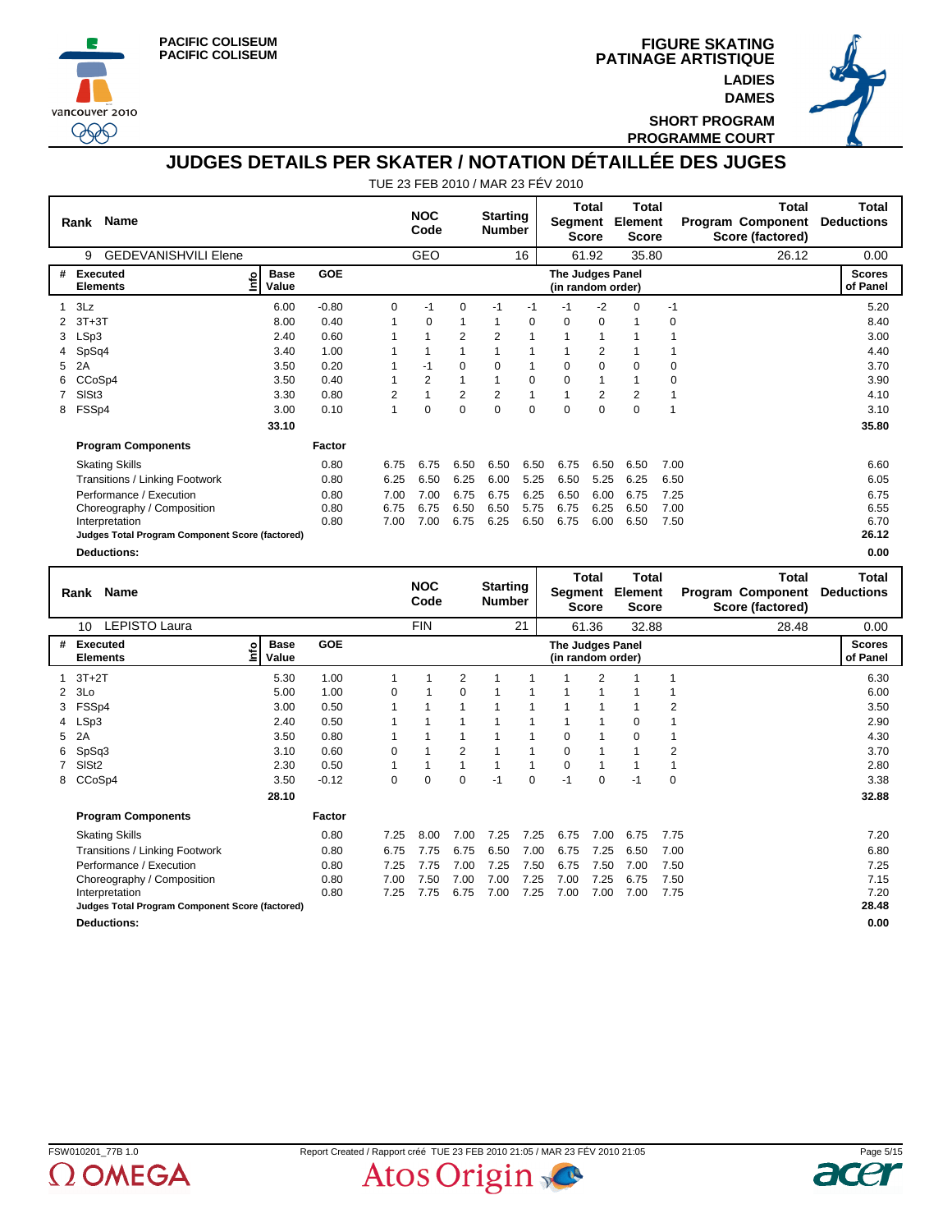PACIFIC COLISEUM
PACIFIC COLISEUM

# FIGURE SKATING
# PATINAGE ARTISTIQUE

LADIES
DAMES

SHORT PROGRAM
PROGRAMME COURT

## JUDGES DETAILS PER SKATER / NOTATION DÉTAILLÉE DES JUGES

TUE 23 FEB 2010 / MAR 23 FÉV 2010

| Rank | Name | NOC Code | Starting Number | Total Segment Score | Total Element Score | Total Program Component Score (factored) | Total Deductions |
|---|---|---|---|---|---|---|---|
| 9 | GEDEVANISHVILI Elene | GEO | 16 | 61.92 | 35.80 | 26.12 | 0.00 |

| # | Executed Elements | Info | Base Value | GOE | J1 | J2 | J3 | J4 | J5 | J6 | J7 | J8 | J9 | Scores of Panel |
|---|---|---|---|---|---|---|---|---|---|---|---|---|---|---|
| 1 | 3Lz | | 6.00 | -0.80 | 0 | -1 | 0 | -1 | -1 | -1 | -2 | 0 | -1 | 5.20 |
| 2 | 3T+3T | | 8.00 | 0.40 | 1 | 0 | 1 | 1 | 0 | 0 | 0 | 1 | 0 | 8.40 |
| 3 | LSp3 | | 2.40 | 0.60 | 1 | 1 | 2 | 2 | 1 | 1 | 1 | 1 | 1 | 3.00 |
| 4 | SpSq4 | | 3.40 | 1.00 | 1 | 1 | 1 | 1 | 1 | 1 | 2 | 1 | 1 | 4.40 |
| 5 | 2A | | 3.50 | 0.20 | 1 | -1 | 0 | 0 | 1 | 0 | 0 | 0 | 0 | 3.70 |
| 6 | CCoSp4 | | 3.50 | 0.40 | 1 | 2 | 1 | 1 | 0 | 0 | 1 | 1 | 0 | 3.90 |
| 7 | SlSt3 | | 3.30 | 0.80 | 2 | 1 | 2 | 2 | 1 | 1 | 2 | 2 | 1 | 4.10 |
| 8 | FSSp4 | | 3.00 | 0.10 | 1 | 0 | 0 | 0 | 0 | 0 | 0 | 0 | 1 | 3.10 |
| | | | 33.10 | | | | | | | | | | | 35.80 |

| Program Components | Factor | J1 | J2 | J3 | J4 | J5 | J6 | J7 | J8 | J9 | Scores of Panel |
|---|---|---|---|---|---|---|---|---|---|---|---|
| Skating Skills | 0.80 | 6.75 | 6.75 | 6.50 | 6.50 | 6.50 | 6.75 | 6.50 | 6.50 | 7.00 | 6.60 |
| Transitions / Linking Footwork | 0.80 | 6.25 | 6.50 | 6.25 | 6.00 | 5.25 | 6.50 | 5.25 | 6.25 | 6.50 | 6.05 |
| Performance / Execution | 0.80 | 7.00 | 7.00 | 6.75 | 6.75 | 6.25 | 6.50 | 6.00 | 6.75 | 7.25 | 6.75 |
| Choreography / Composition | 0.80 | 6.75 | 6.75 | 6.50 | 6.50 | 5.75 | 6.75 | 6.25 | 6.50 | 7.00 | 6.55 |
| Interpretation | 0.80 | 7.00 | 7.00 | 6.75 | 6.25 | 6.50 | 6.75 | 6.00 | 6.50 | 7.50 | 6.70 |
| **Judges Total Program Component Score (factored)** | | | | | | | | | | | 26.12 |
| **Deductions:** | | | | | | | | | | | 0.00 |

| Rank | Name | NOC Code | Starting Number | Total Segment Score | Total Element Score | Total Program Component Score (factored) | Total Deductions |
|---|---|---|---|---|---|---|---|
| 10 | LEPISTO Laura | FIN | 21 | 61.36 | 32.88 | 28.48 | 0.00 |

| # | Executed Elements | Info | Base Value | GOE | J1 | J2 | J3 | J4 | J5 | J6 | J7 | J8 | J9 | Scores of Panel |
|---|---|---|---|---|---|---|---|---|---|---|---|---|---|---|
| 1 | 3T+2T | | 5.30 | 1.00 | 1 | 1 | 2 | 1 | 1 | 1 | 2 | 1 | 1 | 6.30 |
| 2 | 3Lo | | 5.00 | 1.00 | 0 | 1 | 0 | 1 | 1 | 1 | 1 | 1 | 1 | 6.00 |
| 3 | FSSp4 | | 3.00 | 0.50 | 1 | 1 | 1 | 1 | 1 | 1 | 1 | 1 | 2 | 3.50 |
| 4 | LSp3 | | 2.40 | 0.50 | 1 | 1 | 1 | 1 | 1 | 1 | 1 | 0 | 1 | 2.90 |
| 5 | 2A | | 3.50 | 0.80 | 1 | 1 | 1 | 1 | 1 | 0 | 1 | 0 | 1 | 4.30 |
| 6 | SpSq3 | | 3.10 | 0.60 | 0 | 1 | 2 | 1 | 1 | 0 | 1 | 1 | 2 | 3.70 |
| 7 | SlSt2 | | 2.30 | 0.50 | 1 | 1 | 1 | 1 | 1 | 0 | 1 | 1 | 1 | 2.80 |
| 8 | CCoSp4 | | 3.50 | -0.12 | 0 | 0 | 0 | -1 | 0 | -1 | 0 | -1 | 0 | 3.38 |
| | | | 28.10 | | | | | | | | | | | 32.88 |

| Program Components | Factor | J1 | J2 | J3 | J4 | J5 | J6 | J7 | J8 | J9 | Scores of Panel |
|---|---|---|---|---|---|---|---|---|---|---|---|
| Skating Skills | 0.80 | 7.25 | 8.00 | 7.00 | 7.25 | 7.25 | 6.75 | 7.00 | 6.75 | 7.75 | 7.20 |
| Transitions / Linking Footwork | 0.80 | 6.75 | 7.75 | 6.75 | 6.50 | 7.00 | 6.75 | 7.25 | 6.50 | 7.00 | 6.80 |
| Performance / Execution | 0.80 | 7.25 | 7.75 | 7.00 | 7.25 | 7.50 | 6.75 | 7.50 | 7.00 | 7.50 | 7.25 |
| Choreography / Composition | 0.80 | 7.00 | 7.50 | 7.00 | 7.00 | 7.25 | 7.00 | 7.25 | 6.75 | 7.50 | 7.15 |
| Interpretation | 0.80 | 7.25 | 7.75 | 6.75 | 7.00 | 7.25 | 7.00 | 7.00 | 7.00 | 7.75 | 7.20 |
| **Judges Total Program Component Score (factored)** | | | | | | | | | | | 28.48 |
| **Deductions:** | | | | | | | | | | | 0.00 |

FSW010201_77B 1.0 Report Created / Rapport créé TUE 23 FEB 2010 21:05 / MAR 23 FÉV 2010 21:05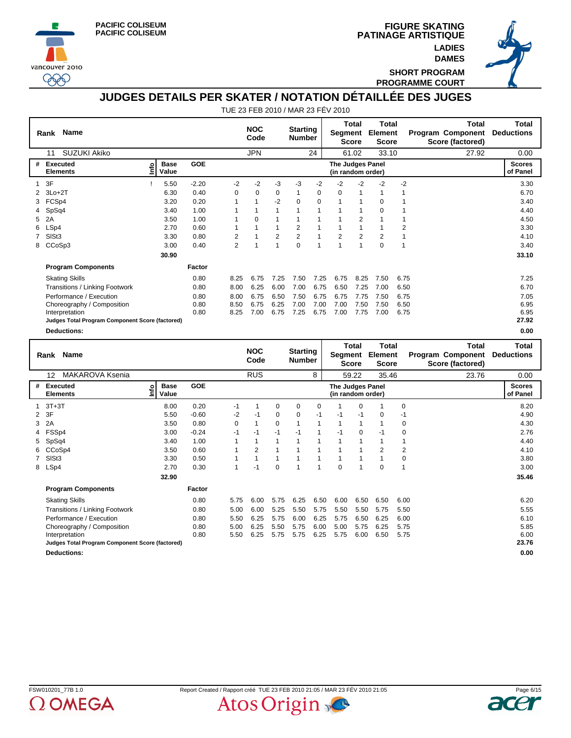PACIFIC COLISEUM
PACIFIC COLISEUM

# FIGURE SKATING
# PATINAGE ARTISTIQUE

LADIES
DAMES

SHORT PROGRAM
PROGRAMME COURT

## JUDGES DETAILS PER SKATER / NOTATION DÉTAILLÉE DES JUGES

TUE 23 FEB 2010 / MAR 23 FÉV 2010

| Rank | Name | NOC Code | Starting Number | Total Segment Score | Total Element Score | Total Program Component Score (factored) | Total Deductions |
|---|---|---|---|---|---|---|---|
| 11 | SUZUKI Akiko | JPN | 24 | 61.02 | 33.10 | 27.92 | 0.00 |

| # | Executed Elements | Info | Base Value | GOE | J1 | J2 | J3 | J4 | J5 | J6 | J7 | J8 | J9 | Scores of Panel |
|---|---|---|---|---|---|---|---|---|---|---|---|---|---|---|
| 1 | 3F | ! | 5.50 | -2.20 | -2 | -2 | -3 | -3 | -2 | -2 | -2 | -2 | -2 | 3.30 |
| 2 | 3Lo+2T | | 6.30 | 0.40 | 0 | 0 | 0 | 1 | 0 | 0 | 1 | 1 | 1 | 6.70 |
| 3 | FCSp4 | | 3.20 | 0.20 | 1 | 1 | -2 | 0 | 0 | 1 | 1 | 0 | 1 | 3.40 |
| 4 | SpSq4 | | 3.40 | 1.00 | 1 | 1 | 1 | 1 | 1 | 1 | 1 | 0 | 1 | 4.40 |
| 5 | 2A | | 3.50 | 1.00 | 1 | 0 | 1 | 1 | 1 | 1 | 2 | 1 | 1 | 4.50 |
| 6 | LSp4 | | 2.70 | 0.60 | 1 | 1 | 1 | 2 | 1 | 1 | 1 | 1 | 2 | 3.30 |
| 7 | SlSt3 | | 3.30 | 0.80 | 2 | 1 | 2 | 2 | 1 | 2 | 2 | 2 | 1 | 4.10 |
| 8 | CCoSp3 | | 3.00 | 0.40 | 2 | 1 | 1 | 0 | 1 | 1 | 1 | 0 | 1 | 3.40 |
| | | | 30.90 | | | | | | | | | | | 33.10 |

| Program Components | Factor | J1 | J2 | J3 | J4 | J5 | J6 | J7 | J8 | J9 | Scores of Panel |
|---|---|---|---|---|---|---|---|---|---|---|---|
| Skating Skills | 0.80 | 8.25 | 6.75 | 7.25 | 7.50 | 7.25 | 6.75 | 8.25 | 7.50 | 6.75 | 7.25 |
| Transitions / Linking Footwork | 0.80 | 8.00 | 6.25 | 6.00 | 7.00 | 6.75 | 6.50 | 7.25 | 7.00 | 6.50 | 6.70 |
| Performance / Execution | 0.80 | 8.00 | 6.75 | 6.50 | 7.50 | 6.75 | 6.75 | 7.75 | 7.50 | 6.75 | 7.05 |
| Choreography / Composition | 0.80 | 8.50 | 6.75 | 6.25 | 7.00 | 7.00 | 7.00 | 7.50 | 7.50 | 6.50 | 6.95 |
| Interpretation | 0.80 | 8.25 | 7.00 | 6.75 | 7.25 | 6.75 | 7.00 | 7.75 | 7.00 | 6.75 | 6.95 |
| **Judges Total Program Component Score (factored)** | | | | | | | | | | | 27.92 |
| **Deductions:** | | | | | | | | | | | 0.00 |

| Rank | Name | NOC Code | Starting Number | Total Segment Score | Total Element Score | Total Program Component Score (factored) | Total Deductions |
|---|---|---|---|---|---|---|---|
| 12 | MAKAROVA Ksenia | RUS | 8 | 59.22 | 35.46 | 23.76 | 0.00 |

| # | Executed Elements | Info | Base Value | GOE | J1 | J2 | J3 | J4 | J5 | J6 | J7 | J8 | J9 | Scores of Panel |
|---|---|---|---|---|---|---|---|---|---|---|---|---|---|---|
| 1 | 3T+3T | | 8.00 | 0.20 | -1 | 1 | 0 | 0 | 0 | 1 | 0 | 1 | 0 | 8.20 |
| 2 | 3F | | 5.50 | -0.60 | -2 | -1 | 0 | 0 | -1 | -1 | -1 | 0 | -1 | 4.90 |
| 3 | 2A | | 3.50 | 0.80 | 0 | 1 | 0 | 1 | 1 | 1 | 1 | 1 | 0 | 4.30 |
| 4 | FSSp4 | | 3.00 | -0.24 | -1 | -1 | -1 | -1 | 1 | -1 | 0 | -1 | 0 | 2.76 |
| 5 | SpSq4 | | 3.40 | 1.00 | 1 | 1 | 1 | 1 | 1 | 1 | 1 | 1 | 1 | 4.40 |
| 6 | CCoSp4 | | 3.50 | 0.60 | 1 | 2 | 1 | 1 | 1 | 1 | 1 | 2 | 2 | 4.10 |
| 7 | SlSt3 | | 3.30 | 0.50 | 1 | 1 | 1 | 1 | 1 | 1 | 1 | 1 | 0 | 3.80 |
| 8 | LSp4 | | 2.70 | 0.30 | 1 | -1 | 0 | 1 | 1 | 0 | 1 | 0 | 1 | 3.00 |
| | | | 32.90 | | | | | | | | | | | 35.46 |

| Program Components | Factor | J1 | J2 | J3 | J4 | J5 | J6 | J7 | J8 | J9 | Scores of Panel |
|---|---|---|---|---|---|---|---|---|---|---|---|
| Skating Skills | 0.80 | 5.75 | 6.00 | 5.75 | 6.25 | 6.50 | 6.00 | 6.50 | 6.50 | 6.00 | 6.20 |
| Transitions / Linking Footwork | 0.80 | 5.00 | 6.00 | 5.25 | 5.50 | 5.75 | 5.50 | 5.50 | 5.75 | 5.50 | 5.55 |
| Performance / Execution | 0.80 | 5.50 | 6.25 | 5.75 | 6.00 | 6.25 | 5.75 | 6.50 | 6.25 | 6.00 | 6.10 |
| Choreography / Composition | 0.80 | 5.00 | 6.25 | 5.50 | 5.75 | 6.00 | 5.00 | 5.75 | 6.25 | 5.75 | 5.85 |
| Interpretation | 0.80 | 5.50 | 6.25 | 5.75 | 5.75 | 6.25 | 5.75 | 6.00 | 6.50 | 5.75 | 6.00 |
| **Judges Total Program Component Score (factored)** | | | | | | | | | | | 23.76 |
| **Deductions:** | | | | | | | | | | | 0.00 |

FSW010201_77B 1.0 Report Created / Rapport créé TUE 23 FEB 2010 21:05 / MAR 23 FÉV 2010 21:05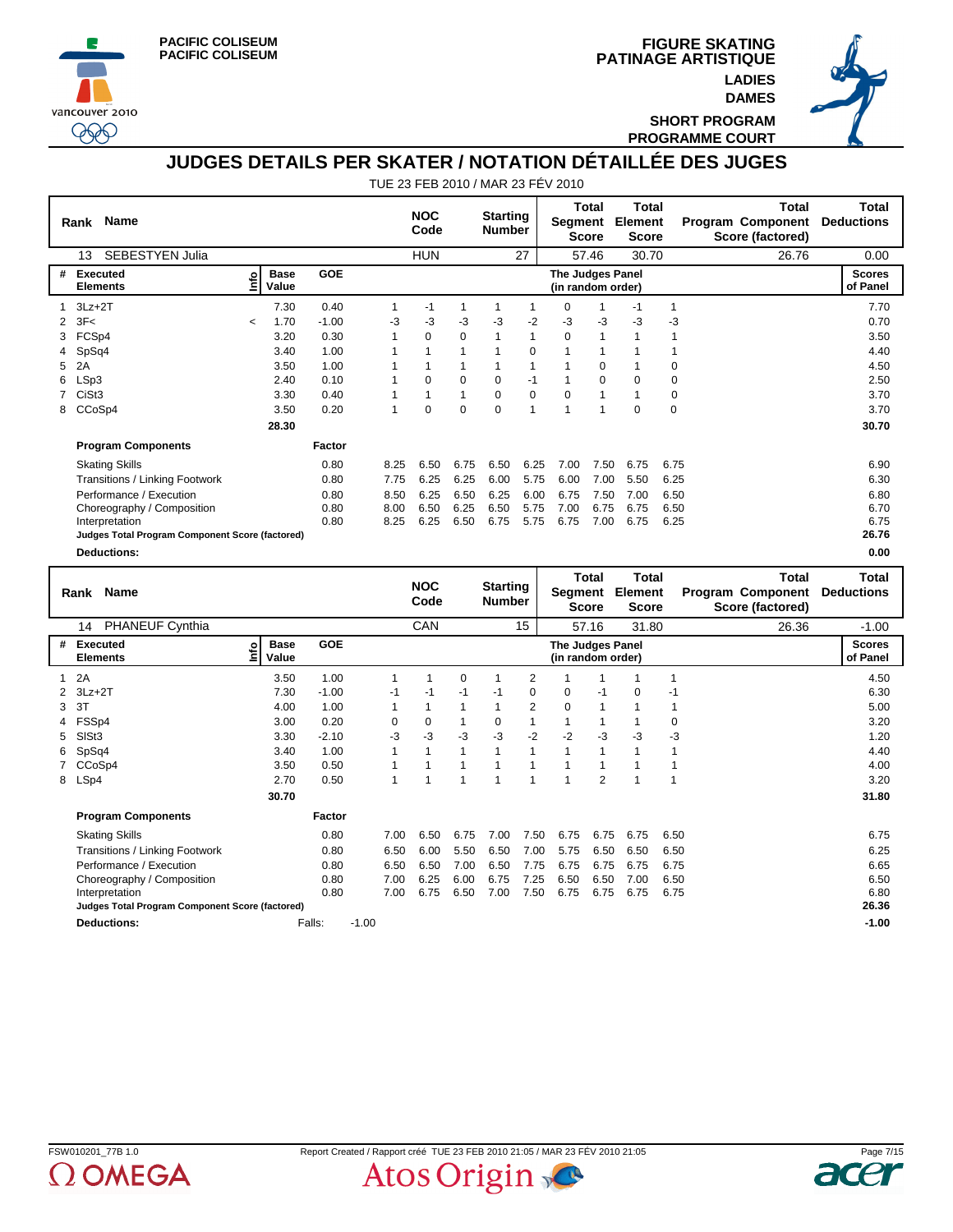PACIFIC COLISEUM
PACIFIC COLISEUM

FIGURE SKATING
PATINAGE ARTISTIQUE
LADIES
DAMES
SHORT PROGRAM
PROGRAMME COURT

# JUDGES DETAILS PER SKATER / NOTATION DÉTAILLÉE DES JUGES

TUE 23 FEB 2010 / MAR 23 FÉV 2010

| Rank | Name | NOC Code | Starting Number | Total Segment Score | Total Element Score | Total Program Component Score (factored) | Total Deductions |
|---|---|---|---|---|---|---|---|
| 13 | SEBESTYEN Julia | HUN | 27 | 57.46 | 30.70 | 26.76 | 0.00 |

| # | Executed Elements | Info | Base Value | GOE | | | | | The Judges Panel (in random order) | | | | | Scores of Panel |
|---|---|---|---|---|---|---|---|---|---|---|---|---|---|---|
| 1 | 3Lz+2T | | 7.30 | 0.40 | 1 | -1 | 1 | 1 | 1 | 0 | 1 | -1 | 1 | 7.70 |
| 2 | 3F< | < | 1.70 | -1.00 | -3 | -3 | -3 | -3 | -2 | -3 | -3 | -3 | -3 | 0.70 |
| 3 | FCSp4 | | 3.20 | 0.30 | 1 | 0 | 0 | 1 | 1 | 0 | 1 | 1 | 1 | 3.50 |
| 4 | SpSq4 | | 3.40 | 1.00 | 1 | 1 | 1 | 1 | 0 | 1 | 1 | 1 | 1 | 4.40 |
| 5 | 2A | | 3.50 | 1.00 | 1 | 1 | 1 | 1 | 1 | 1 | 0 | 1 | 0 | 4.50 |
| 6 | LSp3 | | 2.40 | 0.10 | 1 | 0 | 0 | 0 | -1 | 1 | 0 | 0 | 0 | 2.50 |
| 7 | CiSt3 | | 3.30 | 0.40 | 1 | 1 | 1 | 0 | 0 | 0 | 1 | 1 | 0 | 3.70 |
| 8 | CCoSp4 | | 3.50 | 0.20 | 1 | 0 | 0 | 0 | 1 | 1 | 1 | 0 | 0 | 3.70 |
| | | | 28.30 | | | | | | | | | | | 30.70 |
| | **Program Components** | | | **Factor** | | | | | | | | | | |
| | Skating Skills | | | 0.80 | 8.25 | 6.50 | 6.75 | 6.50 | 6.25 | 7.00 | 7.50 | 6.75 | 6.75 | 6.90 |
| | Transitions / Linking Footwork | | | 0.80 | 7.75 | 6.25 | 6.25 | 6.00 | 5.75 | 6.00 | 7.00 | 5.50 | 6.25 | 6.30 |
| | Performance / Execution | | | 0.80 | 8.50 | 6.25 | 6.50 | 6.25 | 6.00 | 6.75 | 7.50 | 7.00 | 6.50 | 6.80 |
| | Choreography / Composition | | | 0.80 | 8.00 | 6.50 | 6.25 | 6.50 | 5.75 | 7.00 | 6.75 | 6.75 | 6.50 | 6.70 |
| | Interpretation | | | 0.80 | 8.25 | 6.25 | 6.50 | 6.75 | 5.75 | 6.75 | 7.00 | 6.75 | 6.25 | 6.75 |
| | **Judges Total Program Component Score (factored)** | | | | | | | | | | | | | **26.76** |
| | **Deductions:** | | | | | | | | | | | | | **0.00** |

| Rank | Name | NOC Code | Starting Number | Total Segment Score | Total Element Score | Total Program Component Score (factored) | Total Deductions |
|---|---|---|---|---|---|---|---|
| 14 | PHANEUF Cynthia | CAN | 15 | 57.16 | 31.80 | 26.36 | -1.00 |

| # | Executed Elements | Info | Base Value | GOE | | | | | The Judges Panel (in random order) | | | | | Scores of Panel |
|---|---|---|---|---|---|---|---|---|---|---|---|---|---|---|
| 1 | 2A | | 3.50 | 1.00 | 1 | 1 | 0 | 1 | 2 | 1 | 1 | 1 | 1 | 4.50 |
| 2 | 3Lz+2T | | 7.30 | -1.00 | -1 | -1 | -1 | -1 | 0 | 0 | -1 | 0 | -1 | 6.30 |
| 3 | 3T | | 4.00 | 1.00 | 1 | 1 | 1 | 1 | 2 | 0 | 1 | 1 | 1 | 5.00 |
| 4 | FSSp4 | | 3.00 | 0.20 | 0 | 0 | 1 | 0 | 1 | 1 | 1 | 1 | 0 | 3.20 |
| 5 | SlSt3 | | 3.30 | -2.10 | -3 | -3 | -3 | -3 | -2 | -2 | -3 | -3 | -3 | 1.20 |
| 6 | SpSq4 | | 3.40 | 1.00 | 1 | 1 | 1 | 1 | 1 | 1 | 1 | 1 | 1 | 4.40 |
| 7 | CCoSp4 | | 3.50 | 0.50 | 1 | 1 | 1 | 1 | 1 | 1 | 1 | 1 | 1 | 4.00 |
| 8 | LSp4 | | 2.70 | 0.50 | 1 | 1 | 1 | 1 | 1 | 1 | 2 | 1 | 1 | 3.20 |
| | | | 30.70 | | | | | | | | | | | 31.80 |
| | **Program Components** | | | **Factor** | | | | | | | | | | |
| | Skating Skills | | | 0.80 | 7.00 | 6.50 | 6.75 | 7.00 | 7.50 | 6.75 | 6.75 | 6.75 | 6.50 | 6.75 |
| | Transitions / Linking Footwork | | | 0.80 | 6.50 | 6.00 | 5.50 | 6.50 | 7.00 | 5.75 | 6.50 | 6.50 | 6.50 | 6.25 |
| | Performance / Execution | | | 0.80 | 6.50 | 6.50 | 7.00 | 6.50 | 7.75 | 6.75 | 6.75 | 6.75 | 6.75 | 6.65 |
| | Choreography / Composition | | | 0.80 | 7.00 | 6.25 | 6.00 | 6.75 | 7.25 | 6.50 | 6.50 | 7.00 | 6.50 | 6.50 |
| | Interpretation | | | 0.80 | 7.00 | 6.75 | 6.50 | 7.00 | 7.50 | 6.75 | 6.75 | 6.75 | 6.75 | 6.80 |
| | **Judges Total Program Component Score (factored)** | | | | | | | | | | | | | **26.36** |
| | **Deductions:** | | Falls: | -1.00 | | | | | | | | | | **-1.00** |

FSW010201_77B 1.0 Report Created / Rapport créé TUE 23 FEB 2010 21:05 / MAR 23 FÉV 2010 21:05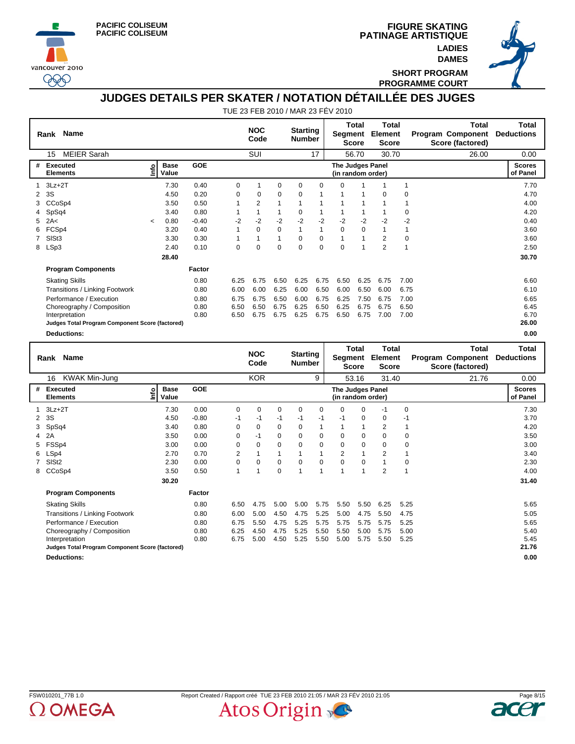PACIFIC COLISEUM
PACIFIC COLISEUM

# FIGURE SKATING
# PATINAGE ARTISTIQUE

**LADIES**
**DAMES**

**SHORT PROGRAM**
**PROGRAMME COURT**

## JUDGES DETAILS PER SKATER / NOTATION DÉTAILLÉE DES JUGES

TUE 23 FEB 2010 / MAR 23 FÉV 2010

| Rank | Name | NOC Code | Starting Number | Total Segment Score | Total Element Score | Total Program Component Score (factored) | Total Deductions |
|---|---|---|---|---|---|---|---|
| 15 | MEIER Sarah | SUI | 17 | 56.70 | 30.70 | 26.00 | 0.00 |

| # | Executed Elements | Info | Base Value | GOE | J1 | J2 | J3 | J4 | J5 | J6 | J7 | J8 | J9 | Scores of Panel |
|---|---|---|---|---|---|---|---|---|---|---|---|---|---|---|
| 1 | 3Lz+2T | | 7.30 | 0.40 | 0 | 1 | 0 | 0 | 0 | 0 | 1 | 1 | 1 | 7.70 |
| 2 | 3S | | 4.50 | 0.20 | 0 | 0 | 0 | 0 | 1 | 1 | 1 | 0 | 0 | 4.70 |
| 3 | CCoSp4 | | 3.50 | 0.50 | 1 | 2 | 1 | 1 | 1 | 1 | 1 | 1 | 1 | 4.00 |
| 4 | SpSq4 | | 3.40 | 0.80 | 1 | 1 | 1 | 0 | 1 | 1 | 1 | 1 | 0 | 4.20 |
| 5 | 2A< | < | 0.80 | -0.40 | -2 | -2 | -2 | -2 | -2 | -2 | -2 | -2 | -2 | 0.40 |
| 6 | FCSp4 | | 3.20 | 0.40 | 1 | 0 | 0 | 1 | 1 | 0 | 0 | 1 | 1 | 3.60 |
| 7 | SlSt3 | | 3.30 | 0.30 | 1 | 1 | 1 | 0 | 0 | 1 | 1 | 2 | 0 | 3.60 |
| 8 | LSp3 | | 2.40 | 0.10 | 0 | 0 | 0 | 0 | 0 | 0 | 1 | 2 | 1 | 2.50 |
| | | | 28.40 | | | | | | | | | | | 30.70 |

| Program Components | Factor | J1 | J2 | J3 | J4 | J5 | J6 | J7 | J8 | J9 | Scores of Panel |
|---|---|---|---|---|---|---|---|---|---|---|---|
| Skating Skills | 0.80 | 6.25 | 6.75 | 6.50 | 6.25 | 6.75 | 6.50 | 6.25 | 6.75 | 7.00 | 6.60 |
| Transitions / Linking Footwork | 0.80 | 6.00 | 6.00 | 6.25 | 6.00 | 6.50 | 6.00 | 6.50 | 6.00 | 6.75 | 6.10 |
| Performance / Execution | 0.80 | 6.75 | 6.75 | 6.50 | 6.00 | 6.75 | 6.25 | 7.50 | 6.75 | 7.00 | 6.65 |
| Choreography / Composition | 0.80 | 6.50 | 6.50 | 6.75 | 6.25 | 6.50 | 6.25 | 6.75 | 6.75 | 6.50 | 6.45 |
| Interpretation | 0.80 | 6.50 | 6.75 | 6.75 | 6.25 | 6.75 | 6.50 | 6.75 | 7.00 | 7.00 | 6.70 |
| **Judges Total Program Component Score (factored)** | | | | | | | | | | | **26.00** |
| **Deductions:** | | | | | | | | | | | **0.00** |

| Rank | Name | NOC Code | Starting Number | Total Segment Score | Total Element Score | Total Program Component Score (factored) | Total Deductions |
|---|---|---|---|---|---|---|---|
| 16 | KWAK Min-Jung | KOR | 9 | 53.16 | 31.40 | 21.76 | 0.00 |

| # | Executed Elements | Info | Base Value | GOE | J1 | J2 | J3 | J4 | J5 | J6 | J7 | J8 | J9 | Scores of Panel |
|---|---|---|---|---|---|---|---|---|---|---|---|---|---|---|
| 1 | 3Lz+2T | | 7.30 | 0.00 | 0 | 0 | 0 | 0 | 0 | 0 | 0 | -1 | 0 | 7.30 |
| 2 | 3S | | 4.50 | -0.80 | -1 | -1 | -1 | -1 | -1 | -1 | 0 | 0 | -1 | 3.70 |
| 3 | SpSq4 | | 3.40 | 0.80 | 0 | 0 | 0 | 0 | 1 | 1 | 1 | 2 | 1 | 4.20 |
| 4 | 2A | | 3.50 | 0.00 | 0 | -1 | 0 | 0 | 0 | 0 | 0 | 0 | 0 | 3.50 |
| 5 | FSSp4 | | 3.00 | 0.00 | 0 | 0 | 0 | 0 | 0 | 0 | 0 | 0 | 0 | 3.00 |
| 6 | LSp4 | | 2.70 | 0.70 | 2 | 1 | 1 | 1 | 1 | 2 | 1 | 2 | 1 | 3.40 |
| 7 | SlSt2 | | 2.30 | 0.00 | 0 | 0 | 0 | 0 | 0 | 0 | 0 | 1 | 0 | 2.30 |
| 8 | CCoSp4 | | 3.50 | 0.50 | 1 | 1 | 0 | 1 | 1 | 1 | 1 | 2 | 1 | 4.00 |
| | | | 30.20 | | | | | | | | | | | 31.40 |

| Program Components | Factor | J1 | J2 | J3 | J4 | J5 | J6 | J7 | J8 | J9 | Scores of Panel |
|---|---|---|---|---|---|---|---|---|---|---|---|
| Skating Skills | 0.80 | 6.50 | 4.75 | 5.00 | 5.00 | 5.75 | 5.50 | 5.50 | 6.25 | 5.25 | 5.65 |
| Transitions / Linking Footwork | 0.80 | 6.00 | 5.00 | 4.50 | 4.75 | 5.25 | 5.00 | 4.75 | 5.50 | 4.75 | 5.05 |
| Performance / Execution | 0.80 | 6.75 | 5.50 | 4.75 | 5.25 | 5.75 | 5.75 | 5.75 | 5.75 | 5.25 | 5.65 |
| Choreography / Composition | 0.80 | 6.25 | 4.50 | 4.75 | 5.25 | 5.50 | 5.50 | 5.00 | 5.75 | 5.00 | 5.40 |
| Interpretation | 0.80 | 6.75 | 5.00 | 4.50 | 5.25 | 5.50 | 5.00 | 5.75 | 5.50 | 5.25 | 5.45 |
| **Judges Total Program Component Score (factored)** | | | | | | | | | | | **21.76** |
| **Deductions:** | | | | | | | | | | | **0.00** |

FSW010201_77B 1.0 — Report Created / Rapport créé TUE 23 FEB 2010 21:05 / MAR 23 FÉV 2010 21:05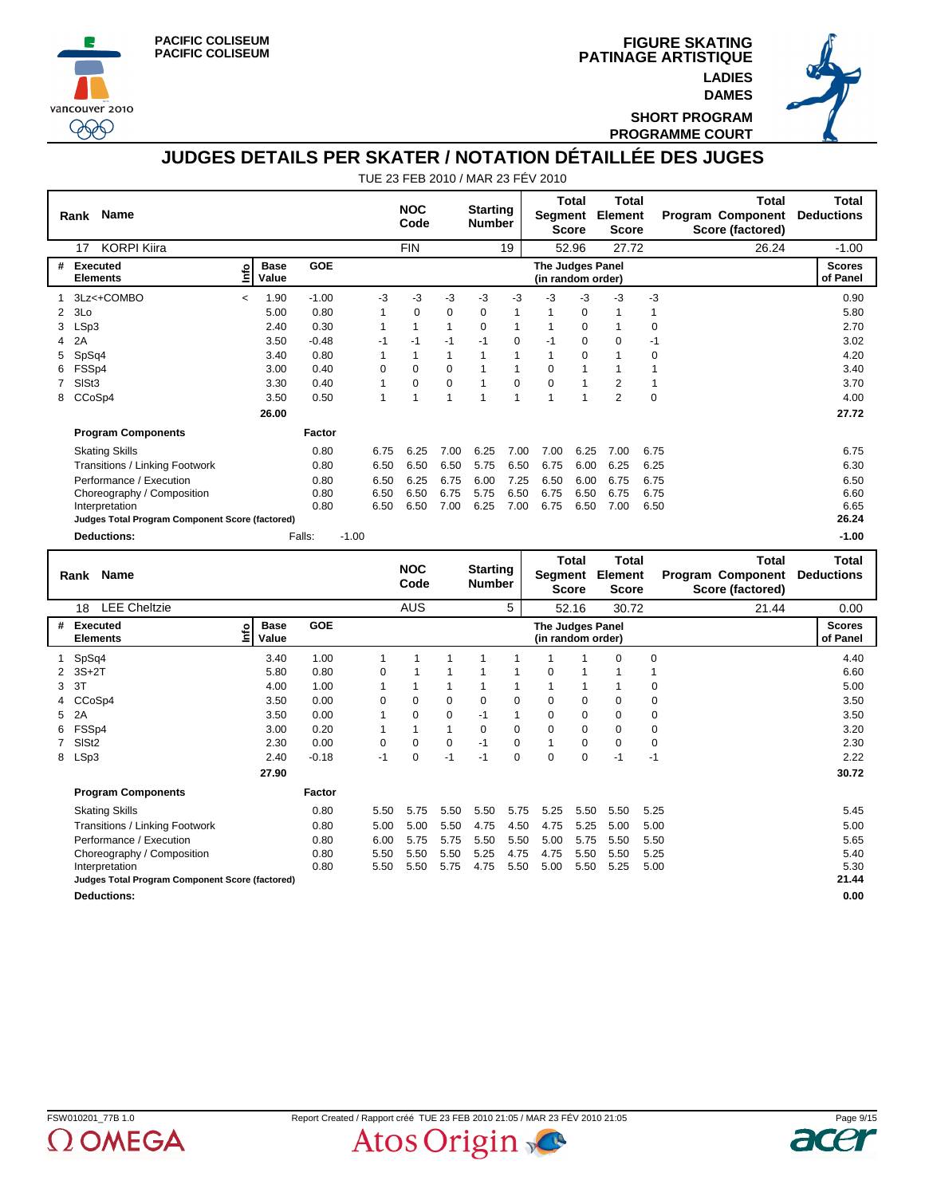PACIFIC COLISEUM
PACIFIC COLISEUM

FIGURE SKATING
PATINAGE ARTISTIQUE
LADIES
DAMES
SHORT PROGRAM
PROGRAMME COURT

# JUDGES DETAILS PER SKATER / NOTATION DÉTAILLÉE DES JUGES

TUE 23 FEB 2010 / MAR 23 FÉV 2010

| Rank | Name | NOC Code | Starting Number | Total Segment Score | Total Element Score | Total Program Component Score (factored) | Total Deductions |
|---|---|---|---|---|---|---|---|
| 17 | KORPI Kiira | FIN | 19 | 52.96 | 27.72 | 26.24 | -1.00 |

| # | Executed Elements | Info | Base Value | GOE | J1 | J2 | J3 | J4 | J5 | J6 | J7 | J8 | J9 | Scores of Panel |
|---|---|---|---|---|---|---|---|---|---|---|---|---|---|---|
| 1 | 3Lz<+COMBO | < | 1.90 | -1.00 | -3 | -3 | -3 | -3 | -3 | -3 | -3 | -3 | -3 | 0.90 |
| 2 | 3Lo | | 5.00 | 0.80 | 1 | 0 | 0 | 0 | 1 | 1 | 0 | 1 | 1 | 5.80 |
| 3 | LSp3 | | 2.40 | 0.30 | 1 | 1 | 1 | 0 | 1 | 1 | 0 | 1 | 0 | 2.70 |
| 4 | 2A | | 3.50 | -0.48 | -1 | -1 | -1 | -1 | 0 | -1 | 0 | 0 | -1 | 3.02 |
| 5 | SpSq4 | | 3.40 | 0.80 | 1 | 1 | 1 | 1 | 1 | 1 | 0 | 1 | 0 | 4.20 |
| 6 | FSSp4 | | 3.00 | 0.40 | 0 | 0 | 0 | 1 | 1 | 0 | 1 | 1 | 1 | 3.40 |
| 7 | SlSt3 | | 3.30 | 0.40 | 1 | 0 | 0 | 1 | 0 | 0 | 1 | 2 | 1 | 3.70 |
| 8 | CCoSp4 | | 3.50 | 0.50 | 1 | 1 | 1 | 1 | 1 | 1 | 1 | 2 | 0 | 4.00 |
| | | | 26.00 | | | | | | | | | | | 27.72 |

| Program Components | Factor | J1 | J2 | J3 | J4 | J5 | J6 | J7 | J8 | J9 | Scores of Panel |
|---|---|---|---|---|---|---|---|---|---|---|---|
| Skating Skills | 0.80 | 6.75 | 6.25 | 7.00 | 6.25 | 7.00 | 7.00 | 6.25 | 7.00 | 6.75 | 6.75 |
| Transitions / Linking Footwork | 0.80 | 6.50 | 6.50 | 6.50 | 5.75 | 6.50 | 6.75 | 6.00 | 6.25 | 6.25 | 6.30 |
| Performance / Execution | 0.80 | 6.50 | 6.25 | 6.75 | 6.00 | 7.25 | 6.50 | 6.00 | 6.75 | 6.75 | 6.50 |
| Choreography / Composition | 0.80 | 6.50 | 6.50 | 6.75 | 5.75 | 6.50 | 6.75 | 6.50 | 6.75 | 6.75 | 6.60 |
| Interpretation | 0.80 | 6.50 | 6.50 | 7.00 | 6.25 | 7.00 | 6.75 | 6.50 | 7.00 | 6.50 | 6.65 |
| **Judges Total Program Component Score (factored)** | | | | | | | | | | | **26.24** |

**Deductions:** Falls: -1.00 — **-1.00**

| Rank | Name | NOC Code | Starting Number | Total Segment Score | Total Element Score | Total Program Component Score (factored) | Total Deductions |
|---|---|---|---|---|---|---|---|
| 18 | LEE Cheltzie | AUS | 5 | 52.16 | 30.72 | 21.44 | 0.00 |

| # | Executed Elements | Info | Base Value | GOE | J1 | J2 | J3 | J4 | J5 | J6 | J7 | J8 | J9 | Scores of Panel |
|---|---|---|---|---|---|---|---|---|---|---|---|---|---|---|
| 1 | SpSq4 | | 3.40 | 1.00 | 1 | 1 | 1 | 1 | 1 | 1 | 1 | 0 | 0 | 4.40 |
| 2 | 3S+2T | | 5.80 | 0.80 | 0 | 1 | 1 | 1 | 1 | 0 | 1 | 1 | 1 | 6.60 |
| 3 | 3T | | 4.00 | 1.00 | 1 | 1 | 1 | 1 | 1 | 1 | 1 | 1 | 0 | 5.00 |
| 4 | CCoSp4 | | 3.50 | 0.00 | 0 | 0 | 0 | 0 | 0 | 0 | 0 | 0 | 0 | 3.50 |
| 5 | 2A | | 3.50 | 0.00 | 1 | 0 | 0 | -1 | 1 | 0 | 0 | 0 | 0 | 3.50 |
| 6 | FSSp4 | | 3.00 | 0.20 | 1 | 1 | 1 | 0 | 0 | 0 | 0 | 0 | 0 | 3.20 |
| 7 | SlSt2 | | 2.30 | 0.00 | 0 | 0 | 0 | -1 | 0 | 1 | 0 | 0 | 0 | 2.30 |
| 8 | LSp3 | | 2.40 | -0.18 | -1 | 0 | -1 | -1 | 0 | 0 | 0 | -1 | -1 | 2.22 |
| | | | 27.90 | | | | | | | | | | | 30.72 |

| Program Components | Factor | J1 | J2 | J3 | J4 | J5 | J6 | J7 | J8 | J9 | Scores of Panel |
|---|---|---|---|---|---|---|---|---|---|---|---|
| Skating Skills | 0.80 | 5.50 | 5.75 | 5.50 | 5.50 | 5.75 | 5.25 | 5.50 | 5.50 | 5.25 | 5.45 |
| Transitions / Linking Footwork | 0.80 | 5.00 | 5.00 | 5.50 | 4.75 | 4.50 | 4.75 | 5.25 | 5.00 | 5.00 | 5.00 |
| Performance / Execution | 0.80 | 6.00 | 5.75 | 5.75 | 5.50 | 5.50 | 5.00 | 5.75 | 5.50 | 5.50 | 5.65 |
| Choreography / Composition | 0.80 | 5.50 | 5.50 | 5.50 | 5.25 | 4.75 | 4.75 | 5.50 | 5.50 | 5.25 | 5.40 |
| Interpretation | 0.80 | 5.50 | 5.50 | 5.75 | 4.75 | 5.50 | 5.00 | 5.50 | 5.25 | 5.00 | 5.30 |
| **Judges Total Program Component Score (factored)** | | | | | | | | | | | **21.44** |

**Deductions:** **0.00**

FSW010201_77B 1.0 Report Created / Rapport créé TUE 23 FEB 2010 21:05 / MAR 23 FÉV 2010 21:05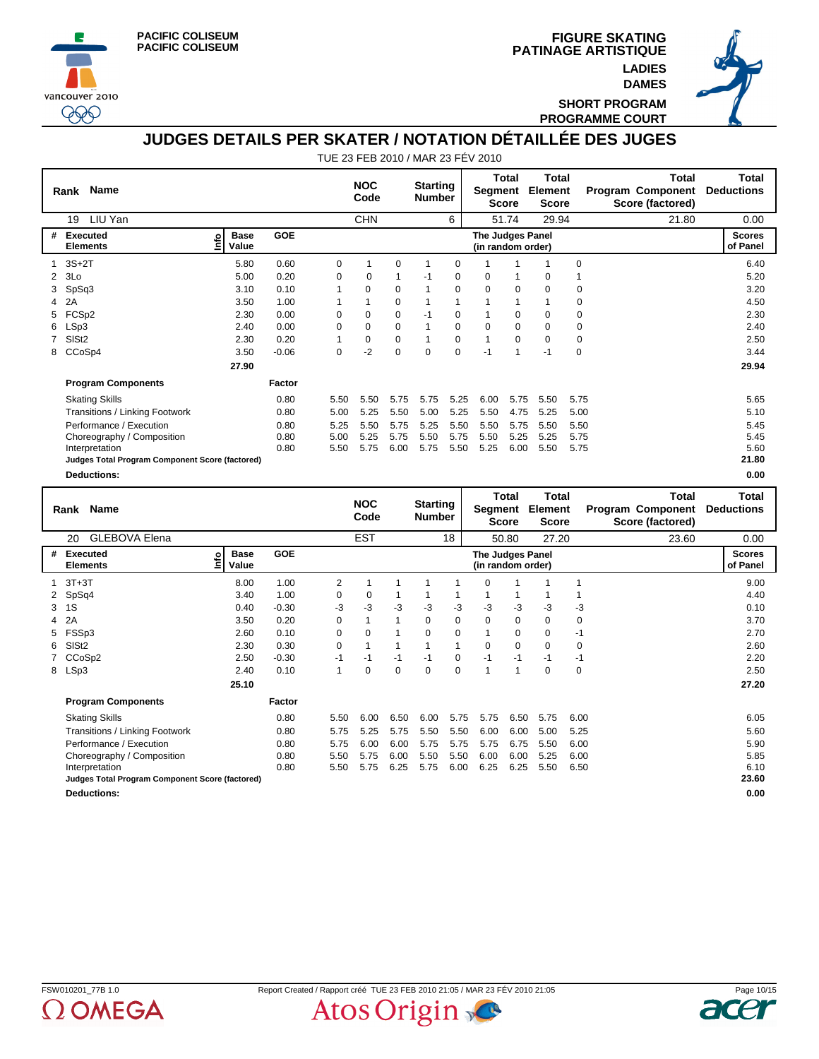PACIFIC COLISEUM
PACIFIC COLISEUM

FIGURE SKATING
PATINAGE ARTISTIQUE
LADIES
DAMES
SHORT PROGRAM
PROGRAMME COURT

# JUDGES DETAILS PER SKATER / NOTATION DÉTAILLÉE DES JUGES

TUE 23 FEB 2010 / MAR 23 FÉV 2010

| Rank | Name | NOC Code | Starting Number | Total Segment Score | Total Element Score | Total Program Component Score (factored) | Total Deductions |
|---|---|---|---|---|---|---|---|
| 19 | LIU Yan | CHN | 6 | 51.74 | 29.94 | 21.80 | 0.00 |

| # | Executed Elements | Info | Base Value | GOE | J1 | J2 | J3 | J4 | J5 | J6 | J7 | J8 | J9 | Scores of Panel |
|---|---|---|---|---|---|---|---|---|---|---|---|---|---|---|
| 1 | 3S+2T | | 5.80 | 0.60 | 0 | 1 | 0 | 1 | 0 | 1 | 1 | 1 | 0 | 6.40 |
| 2 | 3Lo | | 5.00 | 0.20 | 0 | 0 | 1 | -1 | 0 | 0 | 1 | 0 | 1 | 5.20 |
| 3 | SpSq3 | | 3.10 | 0.10 | 1 | 0 | 0 | 1 | 0 | 0 | 0 | 0 | 0 | 3.20 |
| 4 | 2A | | 3.50 | 1.00 | 1 | 1 | 0 | 1 | 1 | 1 | 1 | 1 | 0 | 4.50 |
| 5 | FCSp2 | | 2.30 | 0.00 | 0 | 0 | 0 | -1 | 0 | 1 | 0 | 0 | 0 | 2.30 |
| 6 | LSp3 | | 2.40 | 0.00 | 0 | 0 | 0 | 1 | 0 | 0 | 0 | 0 | 0 | 2.40 |
| 7 | SlSt2 | | 2.30 | 0.20 | 1 | 0 | 0 | 1 | 0 | 1 | 0 | 0 | 0 | 2.50 |
| 8 | CCoSp4 | | 3.50 | -0.06 | 0 | -2 | 0 | 0 | 0 | -1 | 1 | -1 | 0 | 3.44 |
| | | | 27.90 | | | | | | | | | | | 29.94 |

| Program Components | Factor | J1 | J2 | J3 | J4 | J5 | J6 | J7 | J8 | J9 | Scores of Panel |
|---|---|---|---|---|---|---|---|---|---|---|---|
| Skating Skills | 0.80 | 5.50 | 5.50 | 5.75 | 5.75 | 5.25 | 6.00 | 5.75 | 5.50 | 5.75 | 5.65 |
| Transitions / Linking Footwork | 0.80 | 5.00 | 5.25 | 5.50 | 5.00 | 5.25 | 5.50 | 4.75 | 5.25 | 5.00 | 5.10 |
| Performance / Execution | 0.80 | 5.25 | 5.50 | 5.75 | 5.25 | 5.50 | 5.50 | 5.75 | 5.50 | 5.50 | 5.45 |
| Choreography / Composition | 0.80 | 5.00 | 5.25 | 5.75 | 5.50 | 5.75 | 5.50 | 5.25 | 5.25 | 5.75 | 5.45 |
| Interpretation | 0.80 | 5.50 | 5.75 | 6.00 | 5.75 | 5.50 | 5.25 | 6.00 | 5.50 | 5.75 | 5.60 |
| **Judges Total Program Component Score (factored)** | | | | | | | | | | | **21.80** |
| **Deductions:** | | | | | | | | | | | **0.00** |

| Rank | Name | NOC Code | Starting Number | Total Segment Score | Total Element Score | Total Program Component Score (factored) | Total Deductions |
|---|---|---|---|---|---|---|---|
| 20 | GLEBOVA Elena | EST | 18 | 50.80 | 27.20 | 23.60 | 0.00 |

| # | Executed Elements | Info | Base Value | GOE | J1 | J2 | J3 | J4 | J5 | J6 | J7 | J8 | J9 | Scores of Panel |
|---|---|---|---|---|---|---|---|---|---|---|---|---|---|---|
| 1 | 3T+3T | | 8.00 | 1.00 | 2 | 1 | 1 | 1 | 1 | 0 | 1 | 1 | 1 | 9.00 |
| 2 | SpSq4 | | 3.40 | 1.00 | 0 | 0 | 1 | 1 | 1 | 1 | 1 | 1 | 1 | 4.40 |
| 3 | 1S | | 0.40 | -0.30 | -3 | -3 | -3 | -3 | -3 | -3 | -3 | -3 | -3 | 0.10 |
| 4 | 2A | | 3.50 | 0.20 | 0 | 1 | 1 | 0 | 0 | 0 | 0 | 0 | 0 | 3.70 |
| 5 | FSSp3 | | 2.60 | 0.10 | 0 | 0 | 1 | 0 | 0 | 1 | 0 | 0 | -1 | 2.70 |
| 6 | SlSt2 | | 2.30 | 0.30 | 0 | 1 | 1 | 1 | 1 | 0 | 0 | 0 | 0 | 2.60 |
| 7 | CCoSp2 | | 2.50 | -0.30 | -1 | -1 | -1 | -1 | 0 | -1 | -1 | -1 | -1 | 2.20 |
| 8 | LSp3 | | 2.40 | 0.10 | 1 | 0 | 0 | 0 | 0 | 1 | 1 | 0 | 0 | 2.50 |
| | | | 25.10 | | | | | | | | | | | 27.20 |

| Program Components | Factor | J1 | J2 | J3 | J4 | J5 | J6 | J7 | J8 | J9 | Scores of Panel |
|---|---|---|---|---|---|---|---|---|---|---|---|
| Skating Skills | 0.80 | 5.50 | 6.00 | 6.50 | 6.00 | 5.75 | 5.75 | 6.50 | 5.75 | 6.00 | 6.05 |
| Transitions / Linking Footwork | 0.80 | 5.75 | 5.25 | 5.75 | 5.50 | 5.50 | 6.00 | 6.00 | 5.00 | 5.25 | 5.60 |
| Performance / Execution | 0.80 | 5.75 | 6.00 | 6.00 | 5.75 | 5.75 | 5.75 | 6.75 | 5.50 | 6.00 | 5.90 |
| Choreography / Composition | 0.80 | 5.50 | 5.75 | 6.00 | 5.50 | 5.50 | 6.00 | 6.00 | 5.25 | 6.00 | 5.85 |
| Interpretation | 0.80 | 5.50 | 5.75 | 6.25 | 5.75 | 6.00 | 6.25 | 6.25 | 5.50 | 6.50 | 6.10 |
| **Judges Total Program Component Score (factored)** | | | | | | | | | | | **23.60** |
| **Deductions:** | | | | | | | | | | | **0.00** |

FSW010201_77B 1.0 — Report Created / Rapport créé TUE 23 FEB 2010 21:05 / MAR 23 FÉV 2010 21:05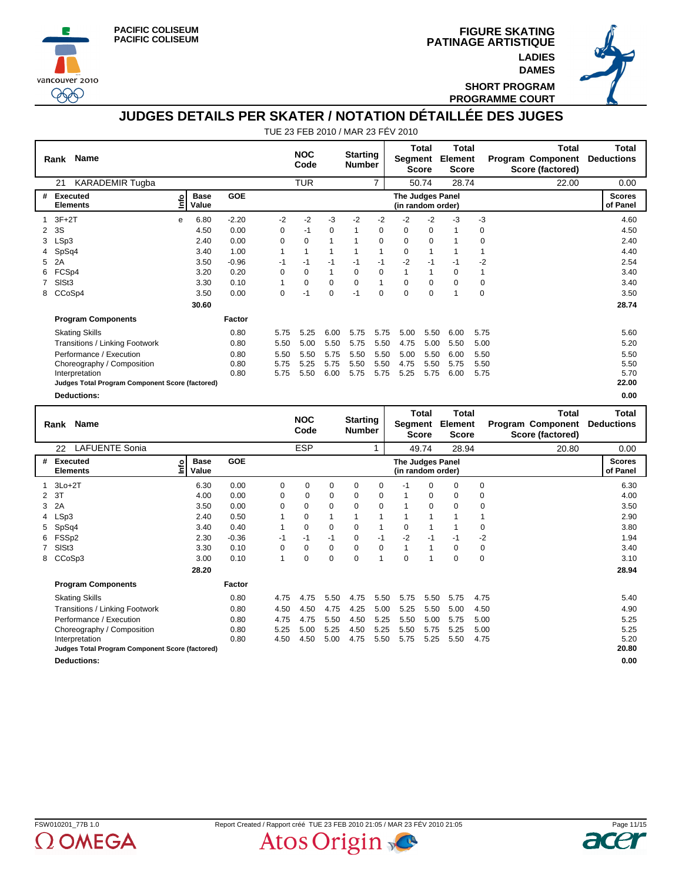PACIFIC COLISEUM
PACIFIC COLISEUM

FIGURE SKATING
PATINAGE ARTISTIQUE
LADIES
DAMES
SHORT PROGRAM
PROGRAMME COURT

# JUDGES DETAILS PER SKATER / NOTATION DÉTAILLÉE DES JUGES

TUE 23 FEB 2010 / MAR 23 FÉV 2010

| Rank | Name | NOC Code | Starting Number | Total Segment Score | Total Element Score | Total Program Component Score (factored) | Total Deductions |
|---|---|---|---|---|---|---|---|
| 21 | KARADEMIR Tugba | TUR | 7 | 50.74 | 28.74 | 22.00 | 0.00 |

| # | Executed Elements | Info | Base Value | GOE | J1 | J2 | J3 | J4 | J5 | J6 | J7 | J8 | J9 | Scores of Panel |
|---|---|---|---|---|---|---|---|---|---|---|---|---|---|---|
| 1 | 3F+2T | e | 6.80 | -2.20 | -2 | -2 | -3 | -2 | -2 | -2 | -2 | -3 | -3 | 4.60 |
| 2 | 3S | | 4.50 | 0.00 | 0 | -1 | 0 | 1 | 0 | 0 | 0 | 1 | 0 | 4.50 |
| 3 | LSp3 | | 2.40 | 0.00 | 0 | 0 | 1 | 1 | 0 | 0 | 0 | 1 | 0 | 2.40 |
| 4 | SpSq4 | | 3.40 | 1.00 | 1 | 1 | 1 | 1 | 1 | 0 | 1 | 1 | 1 | 4.40 |
| 5 | 2A | | 3.50 | -0.96 | -1 | -1 | -1 | -1 | -1 | -2 | -1 | -1 | -2 | 2.54 |
| 6 | FCSp4 | | 3.20 | 0.20 | 0 | 0 | 1 | 0 | 0 | 1 | 1 | 0 | 1 | 3.40 |
| 7 | SlSt3 | | 3.30 | 0.10 | 1 | 0 | 0 | 0 | 1 | 0 | 0 | 0 | 0 | 3.40 |
| 8 | CCoSp4 | | 3.50 | 0.00 | 0 | -1 | 0 | -1 | 0 | 0 | 0 | 1 | 0 | 3.50 |
| | | | 30.60 | | | | | | | | | | | 28.74 |

| Program Components | Factor | J1 | J2 | J3 | J4 | J5 | J6 | J7 | J8 | J9 | Scores of Panel |
|---|---|---|---|---|---|---|---|---|---|---|---|
| Skating Skills | 0.80 | 5.75 | 5.25 | 6.00 | 5.75 | 5.75 | 5.00 | 5.50 | 6.00 | 5.75 | 5.60 |
| Transitions / Linking Footwork | 0.80 | 5.50 | 5.00 | 5.50 | 5.75 | 5.50 | 4.75 | 5.00 | 5.50 | 5.00 | 5.20 |
| Performance / Execution | 0.80 | 5.50 | 5.50 | 5.75 | 5.50 | 5.50 | 5.00 | 5.50 | 6.00 | 5.50 | 5.50 |
| Choreography / Composition | 0.80 | 5.75 | 5.25 | 5.75 | 5.50 | 5.50 | 4.75 | 5.50 | 5.75 | 5.50 | 5.50 |
| Interpretation | 0.80 | 5.75 | 5.50 | 6.00 | 5.75 | 5.75 | 5.25 | 5.75 | 6.00 | 5.75 | 5.70 |
| **Judges Total Program Component Score (factored)** | | | | | | | | | | | **22.00** |
| **Deductions:** | | | | | | | | | | | **0.00** |

| Rank | Name | NOC Code | Starting Number | Total Segment Score | Total Element Score | Total Program Component Score (factored) | Total Deductions |
|---|---|---|---|---|---|---|---|
| 22 | LAFUENTE Sonia | ESP | 1 | 49.74 | 28.94 | 20.80 | 0.00 |

| # | Executed Elements | Info | Base Value | GOE | J1 | J2 | J3 | J4 | J5 | J6 | J7 | J8 | J9 | Scores of Panel |
|---|---|---|---|---|---|---|---|---|---|---|---|---|---|---|
| 1 | 3Lo+2T | | 6.30 | 0.00 | 0 | 0 | 0 | 0 | 0 | -1 | 0 | 0 | 0 | 6.30 |
| 2 | 3T | | 4.00 | 0.00 | 0 | 0 | 0 | 0 | 0 | 1 | 0 | 0 | 0 | 4.00 |
| 3 | 2A | | 3.50 | 0.00 | 0 | 0 | 0 | 0 | 0 | 1 | 0 | 0 | 0 | 3.50 |
| 4 | LSp3 | | 2.40 | 0.50 | 1 | 0 | 1 | 1 | 1 | 1 | 1 | 1 | 1 | 2.90 |
| 5 | SpSq4 | | 3.40 | 0.40 | 1 | 0 | 0 | 0 | 1 | 0 | 1 | 1 | 0 | 3.80 |
| 6 | FSSp2 | | 2.30 | -0.36 | -1 | -1 | -1 | 0 | -1 | -2 | -1 | -1 | -2 | 1.94 |
| 7 | SlSt3 | | 3.30 | 0.10 | 0 | 0 | 0 | 0 | 0 | 1 | 1 | 0 | 0 | 3.40 |
| 8 | CCoSp3 | | 3.00 | 0.10 | 1 | 0 | 0 | 0 | 1 | 0 | 1 | 0 | 0 | 3.10 |
| | | | 28.20 | | | | | | | | | | | 28.94 |

| Program Components | Factor | J1 | J2 | J3 | J4 | J5 | J6 | J7 | J8 | J9 | Scores of Panel |
|---|---|---|---|---|---|---|---|---|---|---|---|
| Skating Skills | 0.80 | 4.75 | 4.75 | 5.50 | 4.75 | 5.50 | 5.75 | 5.50 | 5.75 | 4.75 | 5.40 |
| Transitions / Linking Footwork | 0.80 | 4.50 | 4.50 | 4.75 | 4.25 | 5.00 | 5.25 | 5.50 | 5.00 | 4.50 | 4.90 |
| Performance / Execution | 0.80 | 4.75 | 4.75 | 5.50 | 4.50 | 5.25 | 5.50 | 5.00 | 5.75 | 5.00 | 5.25 |
| Choreography / Composition | 0.80 | 5.25 | 5.00 | 5.25 | 4.50 | 5.25 | 5.50 | 5.75 | 5.25 | 5.00 | 5.25 |
| Interpretation | 0.80 | 4.50 | 4.50 | 5.00 | 4.75 | 5.50 | 5.75 | 5.25 | 5.50 | 4.75 | 5.20 |
| **Judges Total Program Component Score (factored)** | | | | | | | | | | | **20.80** |
| **Deductions:** | | | | | | | | | | | **0.00** |

FSW010201_77B 1.0 — Report Created / Rapport créé TUE 23 FEB 2010 21:05 / MAR 23 FÉV 2010 21:05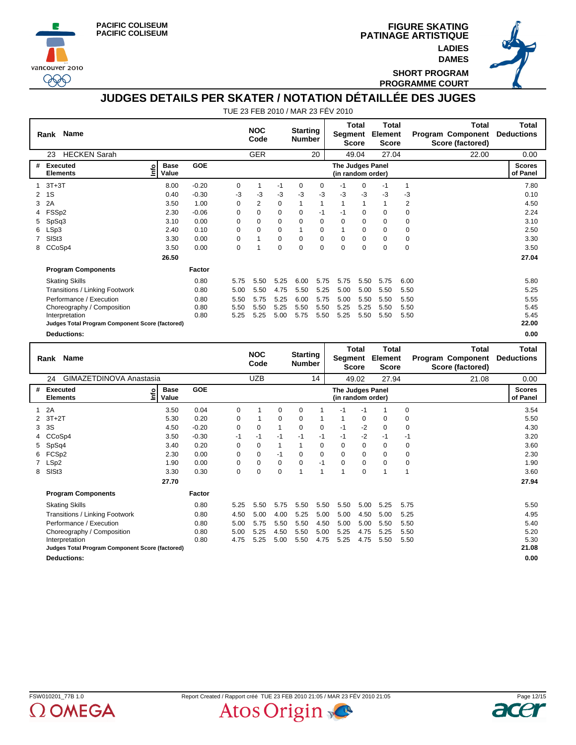PACIFIC COLISEUM
PACIFIC COLISEUM

# FIGURE SKATING
# PATINAGE ARTISTIQUE

LADIES
DAMES

SHORT PROGRAM
PROGRAMME COURT

## JUDGES DETAILS PER SKATER / NOTATION DÉTAILLÉE DES JUGES

TUE 23 FEB 2010 / MAR 23 FÉV 2010

| Rank | Name | NOC Code | Starting Number | Total Segment Score | Total Element Score | Total Program Component Score (factored) | Total Deductions |
|---|---|---|---|---|---|---|---|
| 23 | HECKEN Sarah | GER | 20 | 49.04 | 27.04 | 22.00 | 0.00 |

| # | Executed Elements | Info | Base Value | GOE | | | | | The Judges Panel (in random order) | | | | | Scores of Panel |
|---|---|---|---|---|---|---|---|---|---|---|---|---|---|---|
| 1 | 3T+3T | | 8.00 | -0.20 | 0 | 1 | -1 | 0 | 0 | -1 | 0 | -1 | 1 | 7.80 |
| 2 | 1S | | 0.40 | -0.30 | -3 | -3 | -3 | -3 | -3 | -3 | -3 | -3 | -3 | 0.10 |
| 3 | 2A | | 3.50 | 1.00 | 0 | 2 | 0 | 1 | 1 | 1 | 1 | 1 | 2 | 4.50 |
| 4 | FSSp2 | | 2.30 | -0.06 | 0 | 0 | 0 | 0 | -1 | -1 | 0 | 0 | 0 | 2.24 |
| 5 | SpSq3 | | 3.10 | 0.00 | 0 | 0 | 0 | 0 | 0 | 0 | 0 | 0 | 0 | 3.10 |
| 6 | LSp3 | | 2.40 | 0.10 | 0 | 0 | 0 | 1 | 0 | 1 | 0 | 0 | 0 | 2.50 |
| 7 | SlSt3 | | 3.30 | 0.00 | 0 | 1 | 0 | 0 | 0 | 0 | 0 | 0 | 0 | 3.30 |
| 8 | CCoSp4 | | 3.50 | 0.00 | 0 | 1 | 0 | 0 | 0 | 0 | 0 | 0 | 0 | 3.50 |
| | | | 26.50 | | | | | | | | | | | 27.04 |

| Program Components | Factor | | | | | | | | | | |
|---|---|---|---|---|---|---|---|---|---|---|---|
| Skating Skills | 0.80 | 5.75 | 5.50 | 5.25 | 6.00 | 5.75 | 5.75 | 5.50 | 5.75 | 6.00 | 5.80 |
| Transitions / Linking Footwork | 0.80 | 5.00 | 5.50 | 4.75 | 5.50 | 5.25 | 5.00 | 5.00 | 5.50 | 5.50 | 5.25 |
| Performance / Execution | 0.80 | 5.50 | 5.75 | 5.25 | 6.00 | 5.75 | 5.00 | 5.50 | 5.50 | 5.50 | 5.55 |
| Choreography / Composition | 0.80 | 5.50 | 5.50 | 5.25 | 5.50 | 5.50 | 5.25 | 5.25 | 5.50 | 5.50 | 5.45 |
| Interpretation | 0.80 | 5.25 | 5.25 | 5.00 | 5.75 | 5.50 | 5.25 | 5.50 | 5.50 | 5.50 | 5.45 |
| **Judges Total Program Component Score (factored)** | | | | | | | | | | | **22.00** |
| **Deductions:** | | | | | | | | | | | **0.00** |

| Rank | Name | NOC Code | Starting Number | Total Segment Score | Total Element Score | Total Program Component Score (factored) | Total Deductions |
|---|---|---|---|---|---|---|---|
| 24 | GIMAZETDINOVA Anastasia | UZB | 14 | 49.02 | 27.94 | 21.08 | 0.00 |

| # | Executed Elements | Info | Base Value | GOE | | | | | The Judges Panel (in random order) | | | | | Scores of Panel |
|---|---|---|---|---|---|---|---|---|---|---|---|---|---|---|
| 1 | 2A | | 3.50 | 0.04 | 0 | 1 | 0 | 0 | 1 | -1 | -1 | 1 | 0 | 3.54 |
| 2 | 3T+2T | | 5.30 | 0.20 | 0 | 1 | 0 | 0 | 1 | 1 | 0 | 0 | 0 | 5.50 |
| 3 | 3S | | 4.50 | -0.20 | 0 | 0 | 1 | 0 | 0 | -1 | -2 | 0 | 0 | 4.30 |
| 4 | CCoSp4 | | 3.50 | -0.30 | -1 | -1 | -1 | -1 | -1 | -1 | -2 | -1 | -1 | 3.20 |
| 5 | SpSq4 | | 3.40 | 0.20 | 0 | 0 | 1 | 1 | 0 | 0 | 0 | 0 | 0 | 3.60 |
| 6 | FCSp2 | | 2.30 | 0.00 | 0 | 0 | -1 | 0 | 0 | 0 | 0 | 0 | 0 | 2.30 |
| 7 | LSp2 | | 1.90 | 0.00 | 0 | 0 | 0 | 0 | -1 | 0 | 0 | 0 | 0 | 1.90 |
| 8 | SlSt3 | | 3.30 | 0.30 | 0 | 0 | 0 | 1 | 1 | 1 | 0 | 1 | 1 | 3.60 |
| | | | 27.70 | | | | | | | | | | | 27.94 |

| Program Components | Factor | | | | | | | | | | |
|---|---|---|---|---|---|---|---|---|---|---|---|
| Skating Skills | 0.80 | 5.25 | 5.50 | 5.75 | 5.50 | 5.50 | 5.50 | 5.00 | 5.25 | 5.75 | 5.50 |
| Transitions / Linking Footwork | 0.80 | 4.50 | 5.00 | 4.00 | 5.25 | 5.00 | 5.00 | 4.50 | 5.00 | 5.25 | 4.95 |
| Performance / Execution | 0.80 | 5.00 | 5.75 | 5.50 | 5.50 | 4.50 | 5.00 | 5.00 | 5.50 | 5.50 | 5.40 |
| Choreography / Composition | 0.80 | 5.00 | 5.25 | 4.50 | 5.50 | 5.00 | 5.25 | 4.75 | 5.25 | 5.50 | 5.20 |
| Interpretation | 0.80 | 4.75 | 5.25 | 5.00 | 5.50 | 4.75 | 5.25 | 4.75 | 5.50 | 5.50 | 5.30 |
| **Judges Total Program Component Score (factored)** | | | | | | | | | | | **21.08** |
| **Deductions:** | | | | | | | | | | | **0.00** |

FSW010201_77B 1.0 Report Created / Rapport créé TUE 23 FEB 2010 21:05 / MAR 23 FÉV 2010 21:05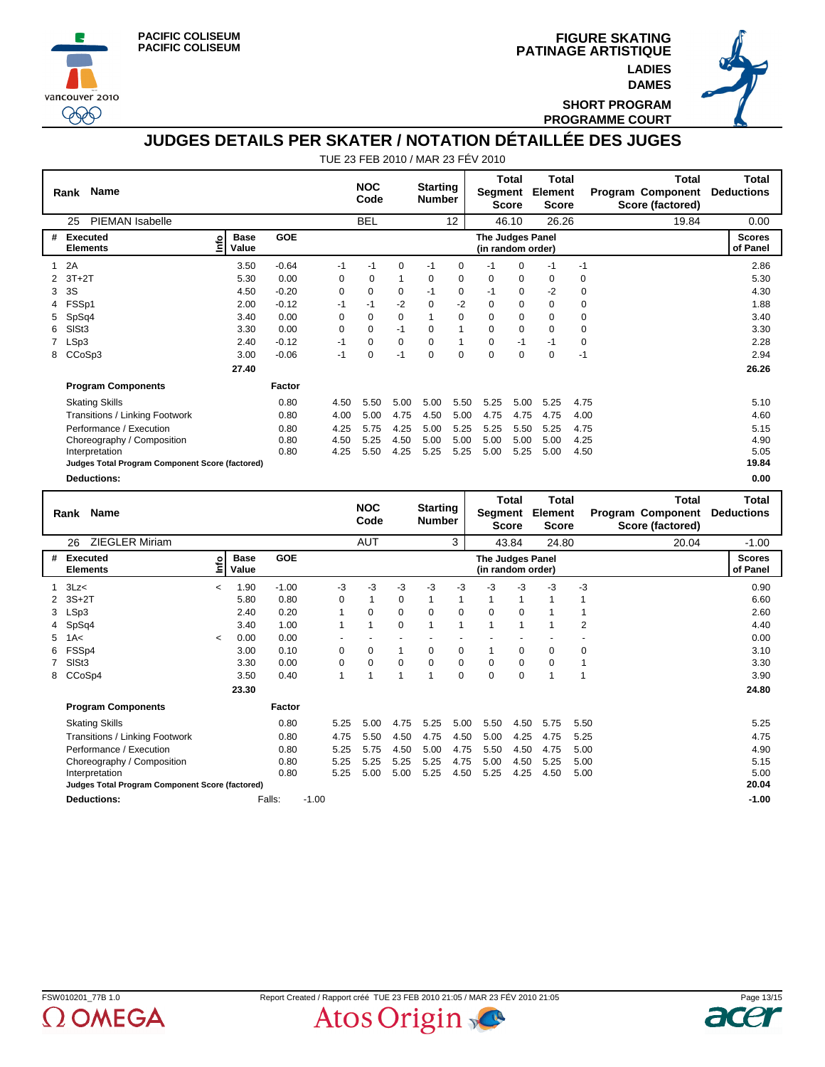PACIFIC COLISEUM
PACIFIC COLISEUM

FIGURE SKATING
PATINAGE ARTISTIQUE
LADIES
DAMES
SHORT PROGRAM
PROGRAMME COURT

# JUDGES DETAILS PER SKATER / NOTATION DÉTAILLÉE DES JUGES

TUE 23 FEB 2010 / MAR 23 FÉV 2010

| Rank | Name | NOC Code | Starting Number | Total Segment Score | Total Element Score | Total Program Component Score (factored) | Total Deductions |
|---|---|---|---|---|---|---|---|
| 25 | PIEMAN Isabelle | BEL | 12 | 46.10 | 26.26 | 19.84 | 0.00 |

| # | Executed Elements | Info | Base Value | GOE | J1 | J2 | J3 | J4 | J5 | J6 | J7 | J8 | J9 | Scores of Panel |
|---|---|---|---|---|---|---|---|---|---|---|---|---|---|---|
| 1 | 2A | | 3.50 | -0.64 | -1 | -1 | 0 | -1 | 0 | -1 | 0 | -1 | -1 | 2.86 |
| 2 | 3T+2T | | 5.30 | 0.00 | 0 | 0 | 1 | 0 | 0 | 0 | 0 | 0 | 0 | 5.30 |
| 3 | 3S | | 4.50 | -0.20 | 0 | 0 | 0 | -1 | 0 | -1 | 0 | -2 | 0 | 4.30 |
| 4 | FSSp1 | | 2.00 | -0.12 | -1 | -1 | -2 | 0 | -2 | 0 | 0 | 0 | 0 | 1.88 |
| 5 | SpSq4 | | 3.40 | 0.00 | 0 | 0 | 0 | 1 | 0 | 0 | 0 | 0 | 0 | 3.40 |
| 6 | SlSt3 | | 3.30 | 0.00 | 0 | 0 | -1 | 0 | 1 | 0 | 0 | 0 | 0 | 3.30 |
| 7 | LSp3 | | 2.40 | -0.12 | -1 | 0 | 0 | 0 | 1 | 0 | -1 | -1 | 0 | 2.28 |
| 8 | CCoSp3 | | 3.00 | -0.06 | -1 | 0 | -1 | 0 | 0 | 0 | 0 | 0 | -1 | 2.94 |
| | | | 27.40 | | | | | | | | | | | 26.26 |

| Program Components | Factor | J1 | J2 | J3 | J4 | J5 | J6 | J7 | J8 | J9 | Scores of Panel |
|---|---|---|---|---|---|---|---|---|---|---|---|
| Skating Skills | 0.80 | 4.50 | 5.50 | 5.00 | 5.00 | 5.50 | 5.25 | 5.00 | 5.25 | 4.75 | 5.10 |
| Transitions / Linking Footwork | 0.80 | 4.00 | 5.00 | 4.75 | 4.50 | 5.00 | 4.75 | 4.75 | 4.75 | 4.00 | 4.60 |
| Performance / Execution | 0.80 | 4.25 | 5.75 | 4.25 | 5.00 | 5.25 | 5.25 | 5.50 | 5.25 | 4.75 | 5.15 |
| Choreography / Composition | 0.80 | 4.50 | 5.25 | 4.50 | 5.00 | 5.00 | 5.00 | 5.00 | 5.00 | 4.25 | 4.90 |
| Interpretation | 0.80 | 4.25 | 5.50 | 4.25 | 5.25 | 5.25 | 5.00 | 5.25 | 5.00 | 4.50 | 5.05 |
| **Judges Total Program Component Score (factored)** | | | | | | | | | | | **19.84** |
| **Deductions:** | | | | | | | | | | | **0.00** |

| Rank | Name | NOC Code | Starting Number | Total Segment Score | Total Element Score | Total Program Component Score (factored) | Total Deductions |
|---|---|---|---|---|---|---|---|
| 26 | ZIEGLER Miriam | AUT | 3 | 43.84 | 24.80 | 20.04 | -1.00 |

| # | Executed Elements | Info | Base Value | GOE | J1 | J2 | J3 | J4 | J5 | J6 | J7 | J8 | J9 | Scores of Panel |
|---|---|---|---|---|---|---|---|---|---|---|---|---|---|---|
| 1 | 3Lz< | < | 1.90 | -1.00 | -3 | -3 | -3 | -3 | -3 | -3 | -3 | -3 | -3 | 0.90 |
| 2 | 3S+2T | | 5.80 | 0.80 | 0 | 1 | 0 | 1 | 1 | 1 | 1 | 1 | 1 | 6.60 |
| 3 | LSp3 | | 2.40 | 0.20 | 1 | 0 | 0 | 0 | 0 | 0 | 0 | 1 | 1 | 2.60 |
| 4 | SpSq4 | | 3.40 | 1.00 | 1 | 1 | 0 | 1 | 1 | 1 | 1 | 1 | 2 | 4.40 |
| 5 | 1A< | < | 0.00 | 0.00 | - | - | - | - | - | - | - | - | - | 0.00 |
| 6 | FSSp4 | | 3.00 | 0.10 | 0 | 0 | 1 | 0 | 0 | 1 | 0 | 0 | 0 | 3.10 |
| 7 | SlSt3 | | 3.30 | 0.00 | 0 | 0 | 0 | 0 | 0 | 0 | 0 | 0 | 1 | 3.30 |
| 8 | CCoSp4 | | 3.50 | 0.40 | 1 | 1 | 1 | 1 | 0 | 0 | 0 | 1 | 1 | 3.90 |
| | | | 23.30 | | | | | | | | | | | 24.80 |

| Program Components | Factor | J1 | J2 | J3 | J4 | J5 | J6 | J7 | J8 | J9 | Scores of Panel |
|---|---|---|---|---|---|---|---|---|---|---|---|
| Skating Skills | 0.80 | 5.25 | 5.00 | 4.75 | 5.25 | 5.00 | 5.50 | 4.50 | 5.75 | 5.50 | 5.25 |
| Transitions / Linking Footwork | 0.80 | 4.75 | 5.50 | 4.50 | 4.75 | 4.50 | 5.00 | 4.25 | 4.75 | 5.25 | 4.75 |
| Performance / Execution | 0.80 | 5.25 | 5.75 | 4.50 | 5.00 | 4.75 | 5.50 | 4.50 | 4.75 | 5.00 | 4.90 |
| Choreography / Composition | 0.80 | 5.25 | 5.25 | 5.25 | 5.25 | 4.75 | 5.00 | 4.50 | 5.25 | 5.00 | 5.15 |
| Interpretation | 0.80 | 5.25 | 5.00 | 5.00 | 5.25 | 4.50 | 5.25 | 4.25 | 4.50 | 5.00 | 5.00 |
| **Judges Total Program Component Score (factored)** | | | | | | | | | | | **20.04** |
| **Deductions:** Falls: -1.00 | | | | | | | | | | | **-1.00** |

FSW010201_77B 1.0 Report Created / Rapport créé TUE 23 FEB 2010 21:05 / MAR 23 FÉV 2010 21:05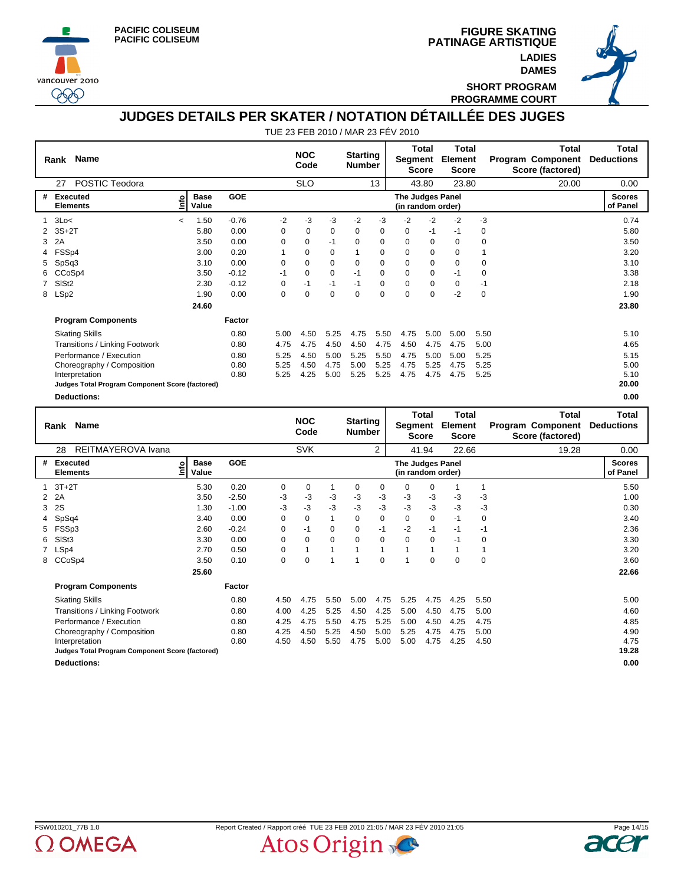PACIFIC COLISEUM
PACIFIC COLISEUM

FIGURE SKATING
PATINAGE ARTISTIQUE
LADIES
DAMES
SHORT PROGRAM
PROGRAMME COURT

# JUDGES DETAILS PER SKATER / NOTATION DÉTAILLÉE DES JUGES

TUE 23 FEB 2010 / MAR 23 FÉV 2010

| Rank | Name | NOC Code | Starting Number | Total Segment Score | Total Element Score | Total Program Component Score (factored) | Total Deductions |
|---|---|---|---|---|---|---|---|
| 27 | POSTIC Teodora | SLO | 13 | 43.80 | 23.80 | 20.00 | 0.00 |

| # | Executed Elements | Info | Base Value | GOE | J1 | J2 | J3 | J4 | J5 | J6 | J7 | J8 | J9 | Scores of Panel |
|---|---|---|---|---|---|---|---|---|---|---|---|---|---|---|
| 1 | 3Lo< | < | 1.50 | -0.76 | -2 | -3 | -3 | -2 | -3 | -2 | -2 | -2 | -3 | 0.74 |
| 2 | 3S+2T | | 5.80 | 0.00 | 0 | 0 | 0 | 0 | 0 | 0 | -1 | -1 | 0 | 5.80 |
| 3 | 2A | | 3.50 | 0.00 | 0 | 0 | -1 | 0 | 0 | 0 | 0 | 0 | 0 | 3.50 |
| 4 | FSSp4 | | 3.00 | 0.20 | 1 | 0 | 0 | 1 | 0 | 0 | 0 | 0 | 1 | 3.20 |
| 5 | SpSq3 | | 3.10 | 0.00 | 0 | 0 | 0 | 0 | 0 | 0 | 0 | 0 | 0 | 3.10 |
| 6 | CCoSp4 | | 3.50 | -0.12 | -1 | 0 | 0 | -1 | 0 | 0 | 0 | -1 | 0 | 3.38 |
| 7 | SlSt2 | | 2.30 | -0.12 | 0 | -1 | -1 | -1 | 0 | 0 | 0 | 0 | -1 | 2.18 |
| 8 | LSp2 | | 1.90 | 0.00 | 0 | 0 | 0 | 0 | 0 | 0 | 0 | -2 | 0 | 1.90 |
| | | | 24.60 | | | | | | | | | | | 23.80 |

| Program Components | Factor | J1 | J2 | J3 | J4 | J5 | J6 | J7 | J8 | J9 | Scores of Panel |
|---|---|---|---|---|---|---|---|---|---|---|---|
| Skating Skills | 0.80 | 5.00 | 4.50 | 5.25 | 4.75 | 5.50 | 4.75 | 5.00 | 5.00 | 5.50 | 5.10 |
| Transitions / Linking Footwork | 0.80 | 4.75 | 4.75 | 4.50 | 4.50 | 4.75 | 4.50 | 4.75 | 4.75 | 5.00 | 4.65 |
| Performance / Execution | 0.80 | 5.25 | 4.50 | 5.00 | 5.25 | 5.50 | 4.75 | 5.00 | 5.00 | 5.25 | 5.15 |
| Choreography / Composition | 0.80 | 5.25 | 4.50 | 4.75 | 5.00 | 5.25 | 4.75 | 5.25 | 4.75 | 5.25 | 5.00 |
| Interpretation | 0.80 | 5.25 | 4.25 | 5.00 | 5.25 | 5.25 | 4.75 | 4.75 | 4.75 | 5.25 | 5.10 |
| **Judges Total Program Component Score (factored)** | | | | | | | | | | | **20.00** |
| **Deductions:** | | | | | | | | | | | **0.00** |

| Rank | Name | NOC Code | Starting Number | Total Segment Score | Total Element Score | Total Program Component Score (factored) | Total Deductions |
|---|---|---|---|---|---|---|---|
| 28 | REITMAYEROVA Ivana | SVK | 2 | 41.94 | 22.66 | 19.28 | 0.00 |

| # | Executed Elements | Info | Base Value | GOE | J1 | J2 | J3 | J4 | J5 | J6 | J7 | J8 | J9 | Scores of Panel |
|---|---|---|---|---|---|---|---|---|---|---|---|---|---|---|
| 1 | 3T+2T | | 5.30 | 0.20 | 0 | 0 | 1 | 0 | 0 | 0 | 0 | 1 | 1 | 5.50 |
| 2 | 2A | | 3.50 | -2.50 | -3 | -3 | -3 | -3 | -3 | -3 | -3 | -3 | -3 | 1.00 |
| 3 | 2S | | 1.30 | -1.00 | -3 | -3 | -3 | -3 | -3 | -3 | -3 | -3 | -3 | 0.30 |
| 4 | SpSq4 | | 3.40 | 0.00 | 0 | 0 | 1 | 0 | 0 | 0 | 0 | -1 | 0 | 3.40 |
| 5 | FSSp3 | | 2.60 | -0.24 | 0 | -1 | 0 | 0 | -1 | -2 | -1 | -1 | -1 | 2.36 |
| 6 | SlSt3 | | 3.30 | 0.00 | 0 | 0 | 0 | 0 | 0 | 0 | 0 | -1 | 0 | 3.30 |
| 7 | LSp4 | | 2.70 | 0.50 | 0 | 1 | 1 | 1 | 1 | 1 | 1 | 1 | 1 | 3.20 |
| 8 | CCoSp4 | | 3.50 | 0.10 | 0 | 0 | 1 | 1 | 0 | 1 | 0 | 0 | 0 | 3.60 |
| | | | 25.60 | | | | | | | | | | | 22.66 |

| Program Components | Factor | J1 | J2 | J3 | J4 | J5 | J6 | J7 | J8 | J9 | Scores of Panel |
|---|---|---|---|---|---|---|---|---|---|---|---|
| Skating Skills | 0.80 | 4.50 | 4.75 | 5.50 | 5.00 | 4.75 | 5.25 | 4.75 | 4.25 | 5.50 | 5.00 |
| Transitions / Linking Footwork | 0.80 | 4.00 | 4.25 | 5.25 | 4.50 | 4.25 | 5.00 | 4.50 | 4.75 | 5.00 | 4.60 |
| Performance / Execution | 0.80 | 4.25 | 4.75 | 5.50 | 4.75 | 5.25 | 5.00 | 4.50 | 4.25 | 4.75 | 4.85 |
| Choreography / Composition | 0.80 | 4.25 | 4.50 | 5.25 | 4.50 | 5.00 | 5.25 | 4.75 | 4.75 | 5.00 | 4.90 |
| Interpretation | 0.80 | 4.50 | 4.50 | 5.50 | 4.75 | 5.00 | 5.00 | 4.75 | 4.25 | 4.50 | 4.75 |
| **Judges Total Program Component Score (factored)** | | | | | | | | | | | **19.28** |
| **Deductions:** | | | | | | | | | | | **0.00** |

FSW010201_77B 1.0 — Report Created / Rapport créé TUE 23 FEB 2010 21:05 / MAR 23 FÉV 2010 21:05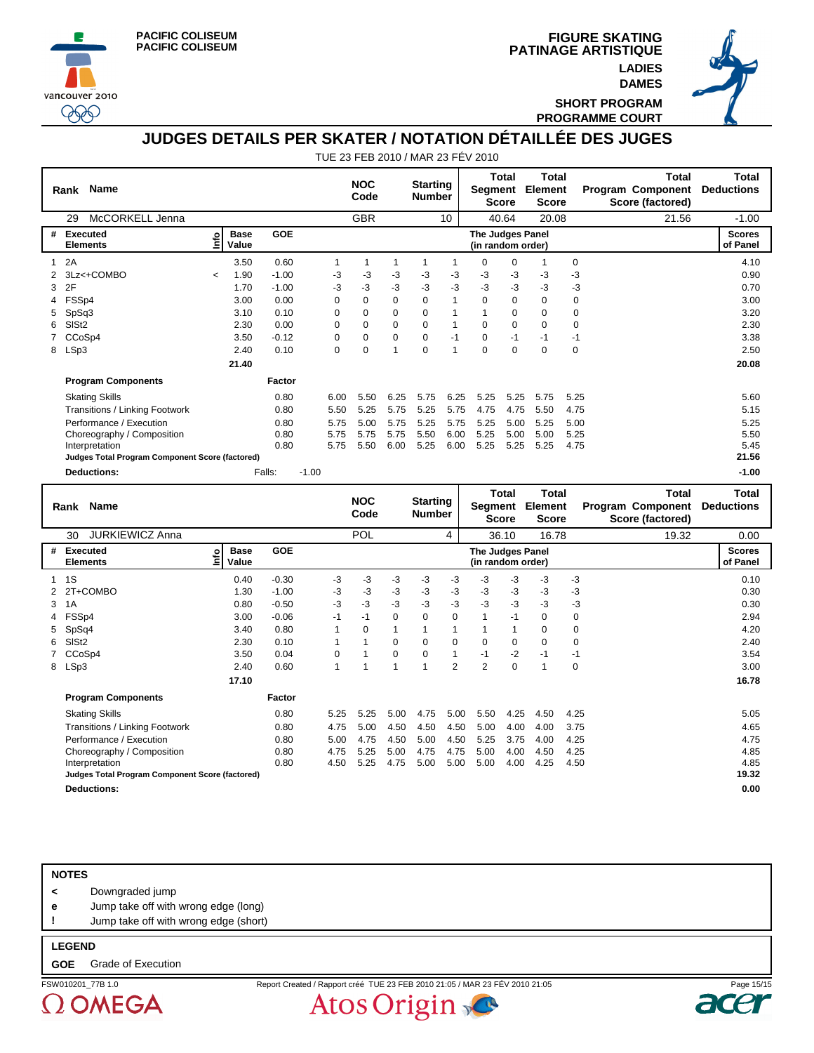PACIFIC COLISEUM
PACIFIC COLISEUM

FIGURE SKATING
PATINAGE ARTISTIQUE
LADIES
DAMES
SHORT PROGRAM
PROGRAMME COURT

# JUDGES DETAILS PER SKATER / NOTATION DÉTAILLÉE DES JUGES

TUE 23 FEB 2010 / MAR 23 FÉV 2010

| Rank | Name | NOC Code | Starting Number | Total Segment Score | Total Element Score | Total Program Component Score (factored) | Total Deductions |
|---|---|---|---|---|---|---|---|
| 29 | McCORKELL Jenna | GBR | 10 | 40.64 | 20.08 | 21.56 | -1.00 |

| # | Executed Elements | Info | Base Value | GOE | | | | | The Judges Panel (in random order) | | | | | Scores of Panel |
|---|---|---|---|---|---|---|---|---|---|---|---|---|---|---|
| 1 | 2A | | 3.50 | 0.60 | 1 | 1 | 1 | 1 | 1 | 0 | 0 | 1 | 0 | 4.10 |
| 2 | 3Lz<+COMBO | < | 1.90 | -1.00 | -3 | -3 | -3 | -3 | -3 | -3 | -3 | -3 | -3 | 0.90 |
| 3 | 2F | | 1.70 | -1.00 | -3 | -3 | -3 | -3 | -3 | -3 | -3 | -3 | -3 | 0.70 |
| 4 | FSSp4 | | 3.00 | 0.00 | 0 | 0 | 0 | 0 | 1 | 0 | 0 | 0 | 0 | 3.00 |
| 5 | SpSq3 | | 3.10 | 0.10 | 0 | 0 | 0 | 0 | 1 | 1 | 0 | 0 | 0 | 3.20 |
| 6 | SlSt2 | | 2.30 | 0.00 | 0 | 0 | 0 | 0 | 1 | 0 | 0 | 0 | 0 | 2.30 |
| 7 | CCoSp4 | | 3.50 | -0.12 | 0 | 0 | 0 | 0 | -1 | 0 | -1 | -1 | -1 | 3.38 |
| 8 | LSp3 | | 2.40 | 0.10 | 0 | 0 | 1 | 0 | 1 | 0 | 0 | 0 | 0 | 2.50 |
| | | | 21.40 | | | | | | | | | | | 20.08 |

| Program Components | Factor | | | | | | | | | | |
|---|---|---|---|---|---|---|---|---|---|---|---|
| Skating Skills | 0.80 | 6.00 | 5.50 | 6.25 | 5.75 | 6.25 | 5.25 | 5.25 | 5.75 | 5.25 | 5.60 |
| Transitions / Linking Footwork | 0.80 | 5.50 | 5.25 | 5.75 | 5.25 | 5.75 | 4.75 | 4.75 | 5.50 | 4.75 | 5.15 |
| Performance / Execution | 0.80 | 5.75 | 5.00 | 5.75 | 5.25 | 5.75 | 5.25 | 5.00 | 5.25 | 5.00 | 5.25 |
| Choreography / Composition | 0.80 | 5.75 | 5.75 | 5.75 | 5.50 | 6.00 | 5.25 | 5.00 | 5.00 | 5.25 | 5.50 |
| Interpretation | 0.80 | 5.75 | 5.50 | 6.00 | 5.25 | 6.00 | 5.25 | 5.25 | 5.25 | 4.75 | 5.45 |
| Judges Total Program Component Score (factored) | | | | | | | | | | | 21.56 |

**Deductions:** Falls: -1.00 **-1.00**

| Rank | Name | NOC Code | Starting Number | Total Segment Score | Total Element Score | Total Program Component Score (factored) | Total Deductions |
|---|---|---|---|---|---|---|---|
| 30 | JURKIEWICZ Anna | POL | 4 | 36.10 | 16.78 | 19.32 | 0.00 |

| # | Executed Elements | Info | Base Value | GOE | | | | | The Judges Panel (in random order) | | | | | Scores of Panel |
|---|---|---|---|---|---|---|---|---|---|---|---|---|---|---|
| 1 | 1S | | 0.40 | -0.30 | -3 | -3 | -3 | -3 | -3 | -3 | -3 | -3 | -3 | 0.10 |
| 2 | 2T+COMBO | | 1.30 | -1.00 | -3 | -3 | -3 | -3 | -3 | -3 | -3 | -3 | -3 | 0.30 |
| 3 | 1A | | 0.80 | -0.50 | -3 | -3 | -3 | -3 | -3 | -3 | -3 | -3 | -3 | 0.30 |
| 4 | FSSp4 | | 3.00 | -0.06 | -1 | -1 | 0 | 0 | 0 | 1 | -1 | 0 | 0 | 2.94 |
| 5 | SpSq4 | | 3.40 | 0.80 | 1 | 0 | 1 | 1 | 1 | 1 | 1 | 0 | 0 | 4.20 |
| 6 | SlSt2 | | 2.30 | 0.10 | 1 | 1 | 0 | 0 | 0 | 0 | 0 | 0 | 0 | 2.40 |
| 7 | CCoSp4 | | 3.50 | 0.04 | 0 | 1 | 0 | 0 | 1 | -1 | -2 | -1 | -1 | 3.54 |
| 8 | LSp3 | | 2.40 | 0.60 | 1 | 1 | 1 | 1 | 2 | 2 | 0 | 1 | 0 | 3.00 |
| | | | 17.10 | | | | | | | | | | | 16.78 |

| Program Components | Factor | | | | | | | | | | |
|---|---|---|---|---|---|---|---|---|---|---|---|
| Skating Skills | 0.80 | 5.25 | 5.25 | 5.00 | 4.75 | 5.00 | 5.50 | 4.25 | 4.50 | 4.25 | 5.05 |
| Transitions / Linking Footwork | 0.80 | 4.75 | 5.00 | 4.50 | 4.50 | 4.50 | 5.00 | 4.00 | 4.00 | 3.75 | 4.65 |
| Performance / Execution | 0.80 | 5.00 | 4.75 | 4.50 | 5.00 | 4.50 | 5.25 | 3.75 | 4.00 | 4.25 | 4.75 |
| Choreography / Composition | 0.80 | 4.75 | 5.25 | 5.00 | 4.75 | 4.75 | 5.00 | 4.00 | 4.50 | 4.25 | 4.85 |
| Interpretation | 0.80 | 4.50 | 5.25 | 4.75 | 5.00 | 5.00 | 5.00 | 4.00 | 4.25 | 4.50 | 4.85 |
| Judges Total Program Component Score (factored) | | | | | | | | | | | 19.32 |

**Deductions:** **0.00**

**NOTES**

- < Downgraded jump
- e Jump take off with wrong edge (long)
- ! Jump take off with wrong edge (short)

**LEGEND**

GOE Grade of Execution

FSW010201_77B 1.0 Report Created / Rapport créé TUE 23 FEB 2010 21:05 / MAR 23 FÉV 2010 21:05